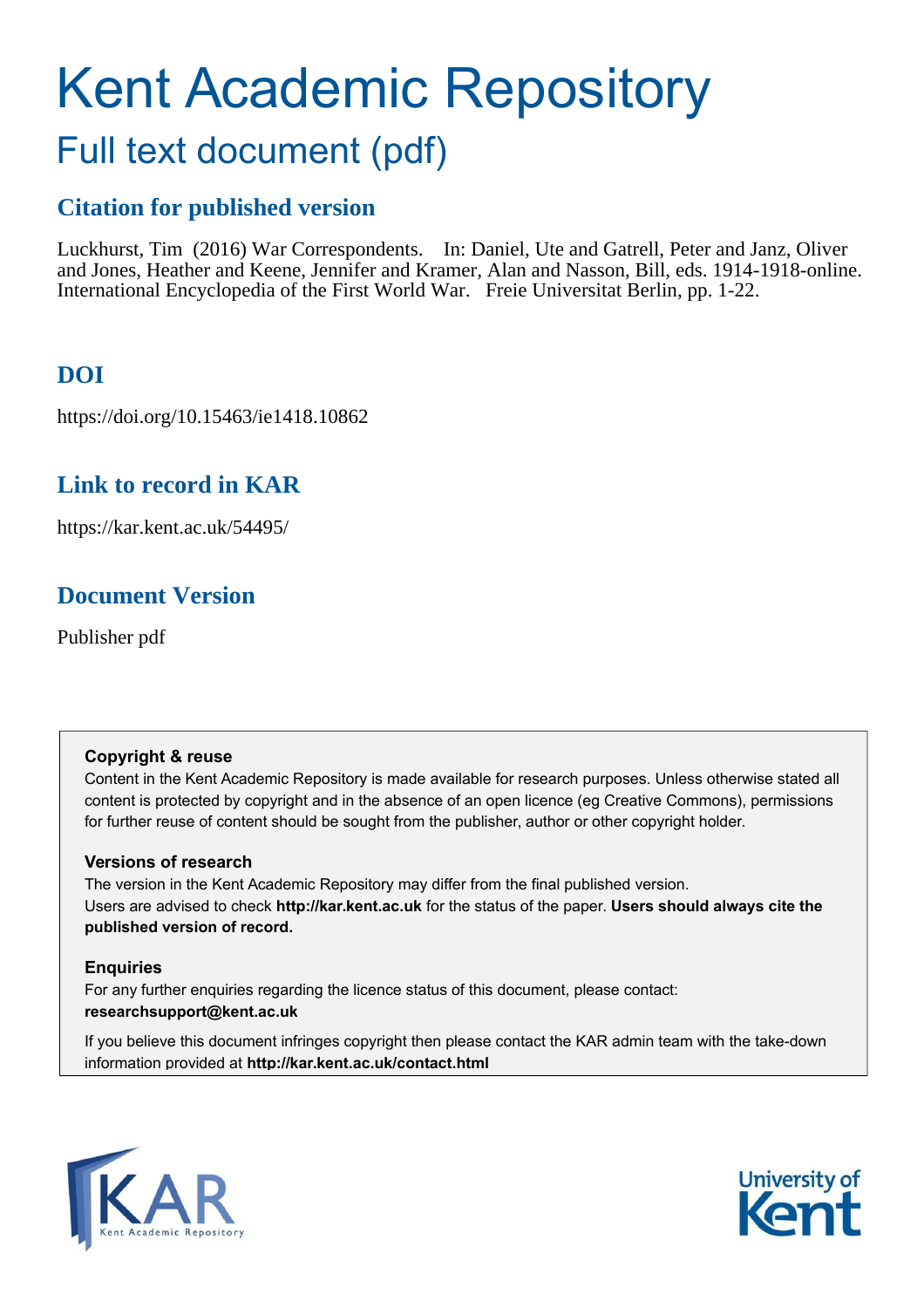# Kent Academic Repository

## Full text document (pdf)

### Citation for published version

Luckhurst, Tim (2016) War Correspondents. In: Daniel, Ute and Gatrell, Peter and Janz, Oliver and Jones, Heather and Keene, Jennifer and Kramer, Alan and Nasson, Bill, eds. 1914-1918-online. International Encyclopedia of the First World War. Freie Universitat Berlin, pp. 1-22.

### DOI

https://doi.org/10.15463/ie1418.10862

### Link to record in KAR

https://kar.kent.ac.uk/54495/

### Document Version

Publisher pdf

**Copyright & reuse**

Content in the Kent Academic Repository is made available for research purposes. Unless otherwise stated all content is protected by copyright and in the absence of an open licence (eg Creative Commons), permissions for further reuse of content should be sought from the publisher, author or other copyright holder.

**Versions of research**

The version in the Kent Academic Repository may differ from the final published version. Users are advised to check **http://kar.kent.ac.uk** for the status of the paper. **Users should always cite the published version of record.**

**Enquiries**

For any further enquiries regarding the licence status of this document, please contact: **researchsupport@kent.ac.uk**

If you believe this document infringes copyright then please contact the KAR admin team with the take-down information provided at **http://kar.kent.ac.uk/contact.html**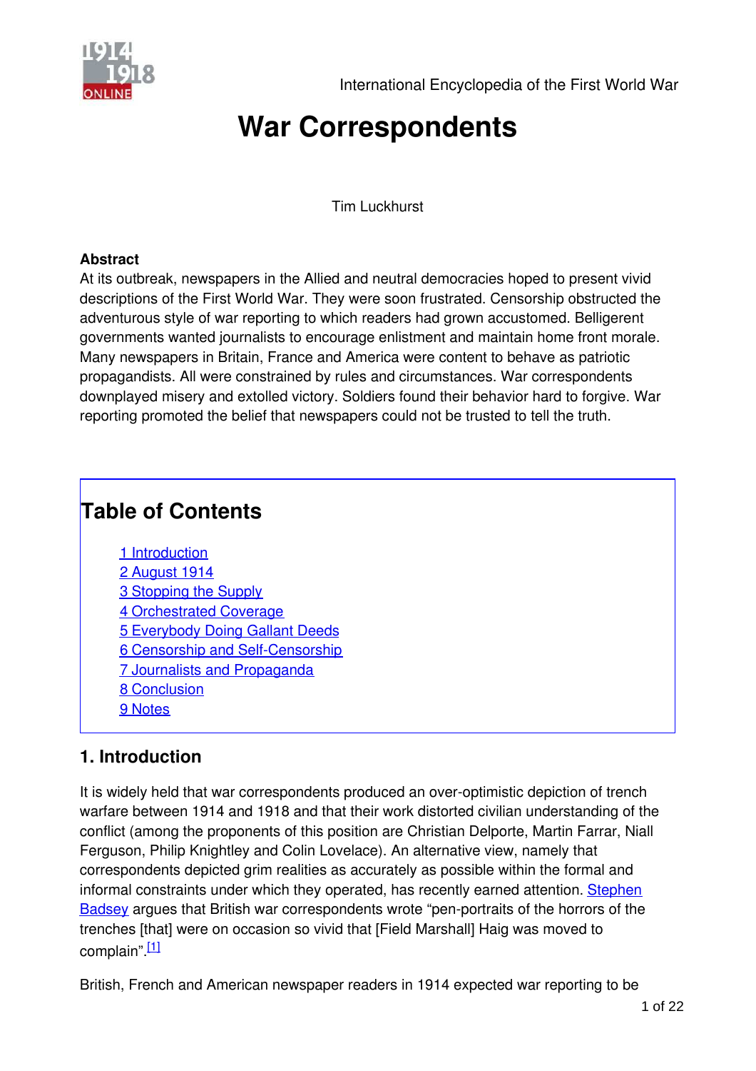International Encyclopedia of the First World War

# War Correspondents

Tim Luckhurst

**Abstract**

At its outbreak, newspapers in the Allied and neutral democracies hoped to present vivid descriptions of the First World War. They were soon frustrated. Censorship obstructed the adventurous style of war reporting to which readers had grown accustomed. Belligerent governments wanted journalists to encourage enlistment and maintain home front morale. Many newspapers in Britain, France and America were content to behave as patriotic propagandists. All were constrained by rules and circumstances. War correspondents downplayed misery and extolled victory. Soldiers found their behavior hard to forgive. War reporting promoted the belief that newspapers could not be trusted to tell the truth.

## Table of Contents

1 Introduction
2 August 1914
3 Stopping the Supply
4 Orchestrated Coverage
5 Everybody Doing Gallant Deeds
6 Censorship and Self-Censorship
7 Journalists and Propaganda
8 Conclusion
9 Notes

## 1. Introduction

It is widely held that war correspondents produced an over-optimistic depiction of trench warfare between 1914 and 1918 and that their work distorted civilian understanding of the conflict (among the proponents of this position are Christian Delporte, Martin Farrar, Niall Ferguson, Philip Knightley and Colin Lovelace). An alternative view, namely that correspondents depicted grim realities as accurately as possible within the formal and informal constraints under which they operated, has recently earned attention. Stephen Badsey argues that British war correspondents wrote "pen-portraits of the horrors of the trenches [that] were on occasion so vivid that [Field Marshall] Haig was moved to complain".[1]

British, French and American newspaper readers in 1914 expected war reporting to be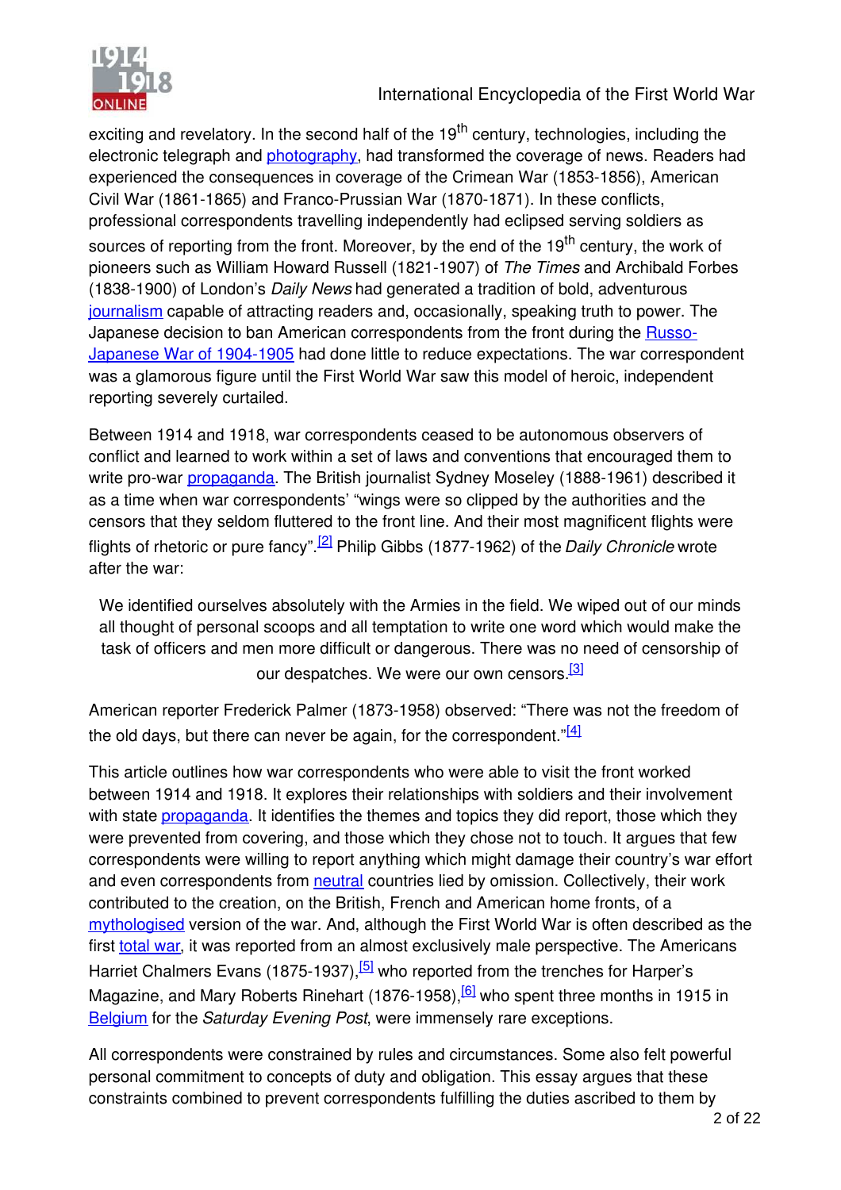exciting and revelatory. In the second half of the 19th century, technologies, including the electronic telegraph and photography, had transformed the coverage of news. Readers had experienced the consequences in coverage of the Crimean War (1853-1856), American Civil War (1861-1865) and Franco-Prussian War (1870-1871). In these conflicts, professional correspondents travelling independently had eclipsed serving soldiers as sources of reporting from the front. Moreover, by the end of the 19th century, the work of pioneers such as William Howard Russell (1821-1907) of *The Times* and Archibald Forbes (1838-1900) of London's *Daily News* had generated a tradition of bold, adventurous journalism capable of attracting readers and, occasionally, speaking truth to power. The Japanese decision to ban American correspondents from the front during the Russo-Japanese War of 1904-1905 had done little to reduce expectations. The war correspondent was a glamorous figure until the First World War saw this model of heroic, independent reporting severely curtailed.

Between 1914 and 1918, war correspondents ceased to be autonomous observers of conflict and learned to work within a set of laws and conventions that encouraged them to write pro-war propaganda. The British journalist Sydney Moseley (1888-1961) described it as a time when war correspondents' "wings were so clipped by the authorities and the censors that they seldom fluttered to the front line. And their most magnificent flights were flights of rhetoric or pure fancy".[2] Philip Gibbs (1877-1962) of the *Daily Chronicle* wrote after the war:

> We identified ourselves absolutely with the Armies in the field. We wiped out of our minds all thought of personal scoops and all temptation to write one word which would make the task of officers and men more difficult or dangerous. There was no need of censorship of our despatches. We were our own censors.[3]

American reporter Frederick Palmer (1873-1958) observed: "There was not the freedom of the old days, but there can never be again, for the correspondent."[4]

This article outlines how war correspondents who were able to visit the front worked between 1914 and 1918. It explores their relationships with soldiers and their involvement with state propaganda. It identifies the themes and topics they did report, those which they were prevented from covering, and those which they chose not to touch. It argues that few correspondents were willing to report anything which might damage their country's war effort and even correspondents from neutral countries lied by omission. Collectively, their work contributed to the creation, on the British, French and American home fronts, of a mythologised version of the war. And, although the First World War is often described as the first total war, it was reported from an almost exclusively male perspective. The Americans Harriet Chalmers Evans (1875-1937),[5] who reported from the trenches for Harper's Magazine, and Mary Roberts Rinehart (1876-1958),[6] who spent three months in 1915 in Belgium for the *Saturday Evening Post*, were immensely rare exceptions.

All correspondents were constrained by rules and circumstances. Some also felt powerful personal commitment to concepts of duty and obligation. This essay argues that these constraints combined to prevent correspondents fulfilling the duties ascribed to them by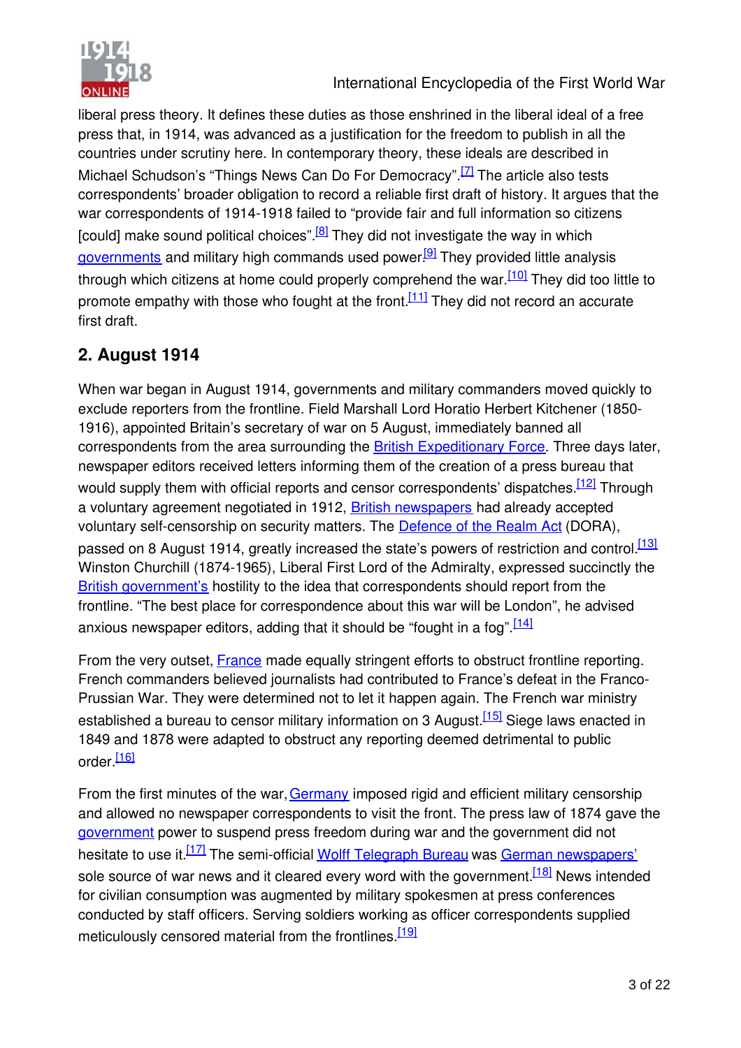liberal press theory. It defines these duties as those enshrined in the liberal ideal of a free press that, in 1914, was advanced as a justification for the freedom to publish in all the countries under scrutiny here. In contemporary theory, these ideals are described in Michael Schudson's "Things News Can Do For Democracy".[7] The article also tests correspondents' broader obligation to record a reliable first draft of history. It argues that the war correspondents of 1914-1918 failed to "provide fair and full information so citizens [could] make sound political choices".[8] They did not investigate the way in which governments and military high commands used power.[9] They provided little analysis through which citizens at home could properly comprehend the war.[10] They did too little to promote empathy with those who fought at the front.[11] They did not record an accurate first draft.

## 2. August 1914

When war began in August 1914, governments and military commanders moved quickly to exclude reporters from the frontline. Field Marshall Lord Horatio Herbert Kitchener (1850-1916), appointed Britain's secretary of war on 5 August, immediately banned all correspondents from the area surrounding the British Expeditionary Force. Three days later, newspaper editors received letters informing them of the creation of a press bureau that would supply them with official reports and censor correspondents' dispatches.[12] Through a voluntary agreement negotiated in 1912, British newspapers had already accepted voluntary self-censorship on security matters. The Defence of the Realm Act (DORA), passed on 8 August 1914, greatly increased the state's powers of restriction and control.[13] Winston Churchill (1874-1965), Liberal First Lord of the Admiralty, expressed succinctly the British government's hostility to the idea that correspondents should report from the frontline. "The best place for correspondence about this war will be London", he advised anxious newspaper editors, adding that it should be "fought in a fog".[14]

From the very outset, France made equally stringent efforts to obstruct frontline reporting. French commanders believed journalists had contributed to France's defeat in the Franco-Prussian War. They were determined not to let it happen again. The French war ministry established a bureau to censor military information on 3 August.[15] Siege laws enacted in 1849 and 1878 were adapted to obstruct any reporting deemed detrimental to public order.[16]

From the first minutes of the war, Germany imposed rigid and efficient military censorship and allowed no newspaper correspondents to visit the front. The press law of 1874 gave the government power to suspend press freedom during war and the government did not hesitate to use it.[17] The semi-official Wolff Telegraph Bureau was German newspapers' sole source of war news and it cleared every word with the government.[18] News intended for civilian consumption was augmented by military spokesmen at press conferences conducted by staff officers. Serving soldiers working as officer correspondents supplied meticulously censored material from the frontlines.[19]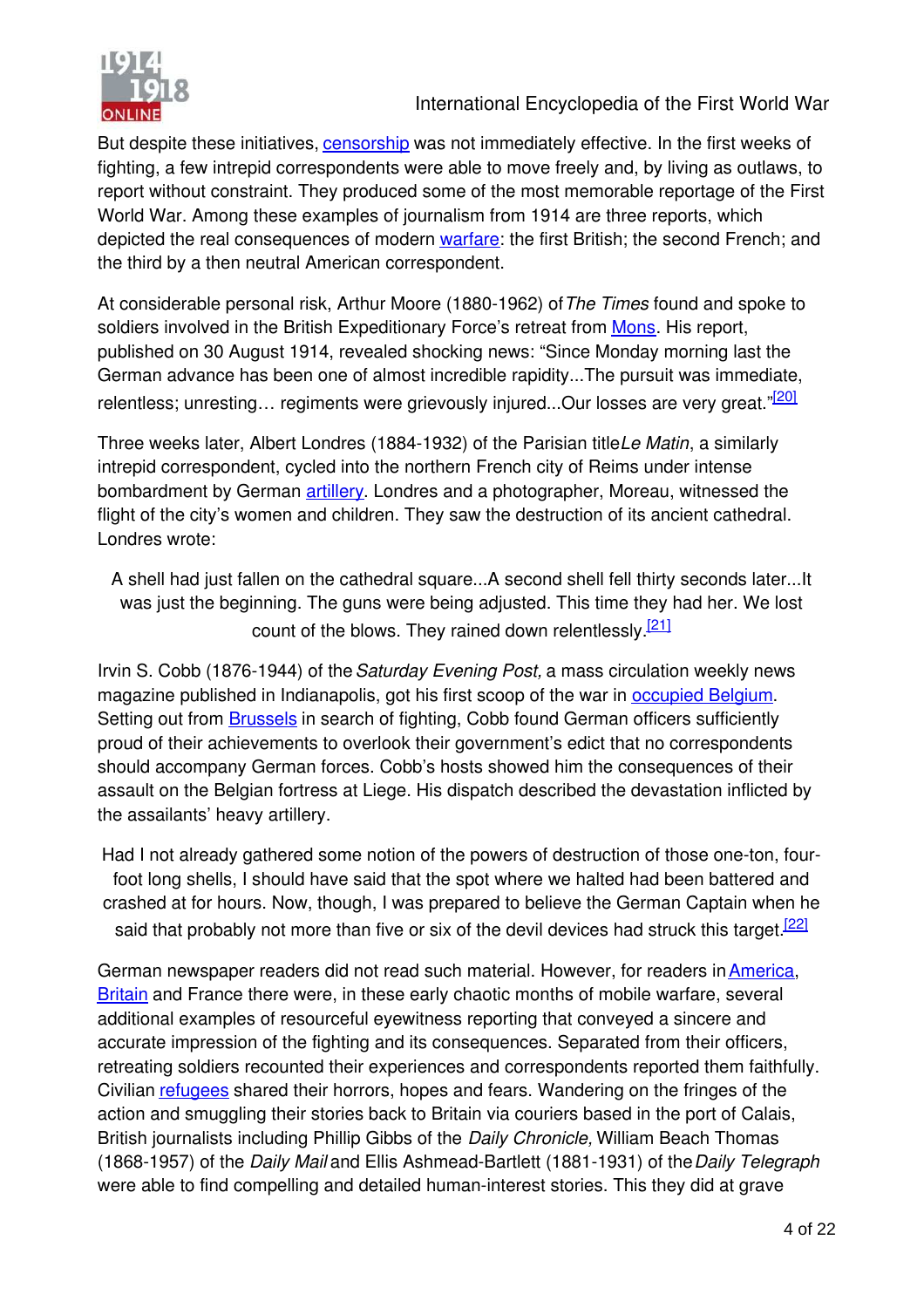But despite these initiatives, censorship was not immediately effective. In the first weeks of fighting, a few intrepid correspondents were able to move freely and, by living as outlaws, to report without constraint. They produced some of the most memorable reportage of the First World War. Among these examples of journalism from 1914 are three reports, which depicted the real consequences of modern warfare: the first British; the second French; and the third by a then neutral American correspondent.

At considerable personal risk, Arthur Moore (1880-1962) of *The Times* found and spoke to soldiers involved in the British Expeditionary Force's retreat from Mons. His report, published on 30 August 1914, revealed shocking news: "Since Monday morning last the German advance has been one of almost incredible rapidity...The pursuit was immediate, relentless; unresting… regiments were grievously injured...Our losses are very great."[20]

Three weeks later, Albert Londres (1884-1932) of the Parisian title *Le Matin*, a similarly intrepid correspondent, cycled into the northern French city of Reims under intense bombardment by German artillery. Londres and a photographer, Moreau, witnessed the flight of the city's women and children. They saw the destruction of its ancient cathedral. Londres wrote:

> A shell had just fallen on the cathedral square...A second shell fell thirty seconds later...It was just the beginning. The guns were being adjusted. This time they had her. We lost count of the blows. They rained down relentlessly.[21]

Irvin S. Cobb (1876-1944) of the *Saturday Evening Post,* a mass circulation weekly news magazine published in Indianapolis, got his first scoop of the war in occupied Belgium. Setting out from Brussels in search of fighting, Cobb found German officers sufficiently proud of their achievements to overlook their government's edict that no correspondents should accompany German forces. Cobb's hosts showed him the consequences of their assault on the Belgian fortress at Liege. His dispatch described the devastation inflicted by the assailants' heavy artillery.

> Had I not already gathered some notion of the powers of destruction of those one-ton, four-foot long shells, I should have said that the spot where we halted had been battered and crashed at for hours. Now, though, I was prepared to believe the German Captain when he said that probably not more than five or six of the devil devices had struck this target.[22]

German newspaper readers did not read such material. However, for readers in America, Britain and France there were, in these early chaotic months of mobile warfare, several additional examples of resourceful eyewitness reporting that conveyed a sincere and accurate impression of the fighting and its consequences. Separated from their officers, retreating soldiers recounted their experiences and correspondents reported them faithfully. Civilian refugees shared their horrors, hopes and fears. Wandering on the fringes of the action and smuggling their stories back to Britain via couriers based in the port of Calais, British journalists including Phillip Gibbs of the *Daily Chronicle,* William Beach Thomas (1868-1957) of the *Daily Mail* and Ellis Ashmead-Bartlett (1881-1931) of the *Daily Telegraph* were able to find compelling and detailed human-interest stories. This they did at grave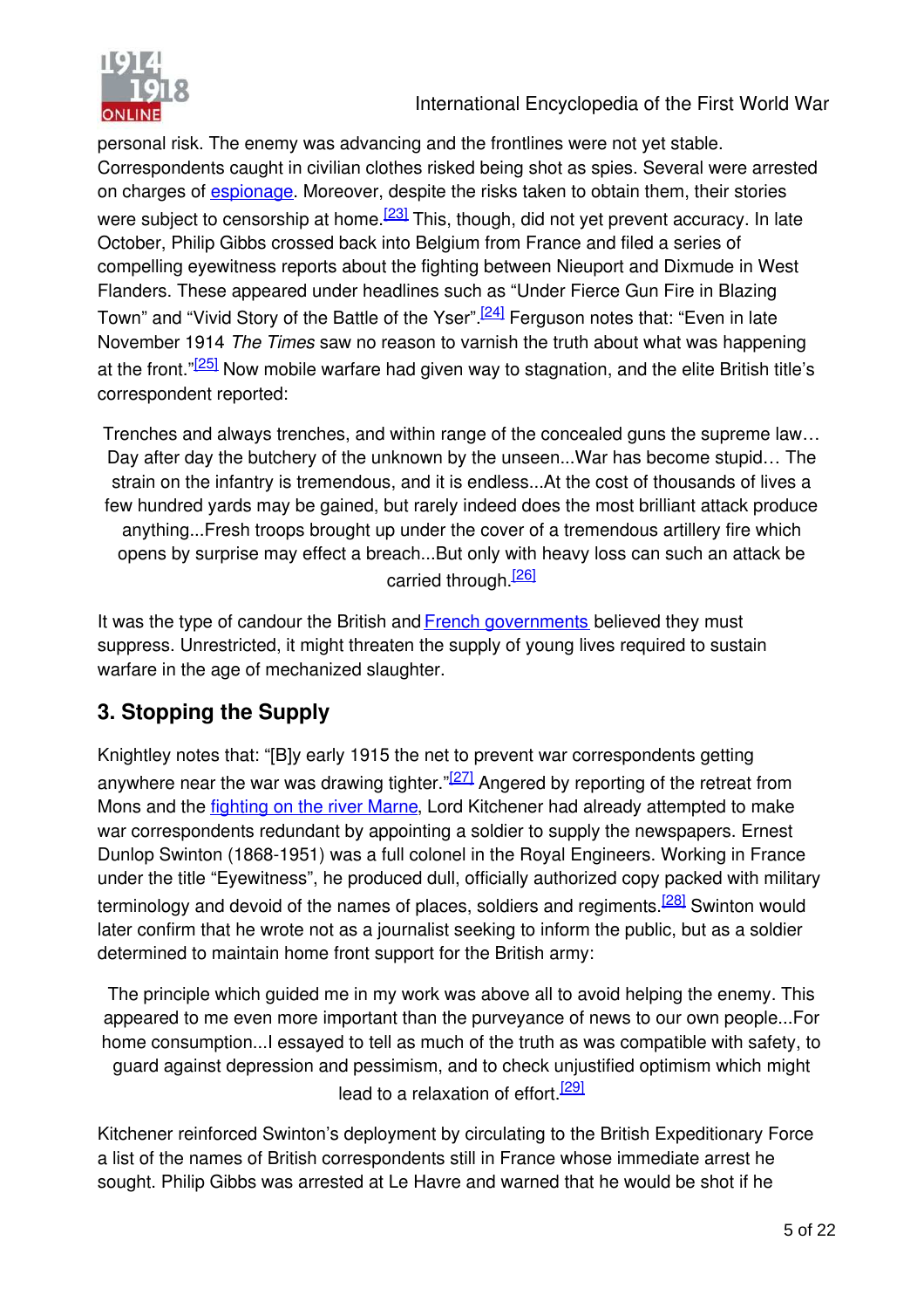personal risk. The enemy was advancing and the frontlines were not yet stable. Correspondents caught in civilian clothes risked being shot as spies. Several were arrested on charges of espionage. Moreover, despite the risks taken to obtain them, their stories were subject to censorship at home.[23] This, though, did not yet prevent accuracy. In late October, Philip Gibbs crossed back into Belgium from France and filed a series of compelling eyewitness reports about the fighting between Nieuport and Dixmude in West Flanders. These appeared under headlines such as "Under Fierce Gun Fire in Blazing Town" and "Vivid Story of the Battle of the Yser".[24] Ferguson notes that: "Even in late November 1914 *The Times* saw no reason to varnish the truth about what was happening at the front."[25] Now mobile warfare had given way to stagnation, and the elite British title's correspondent reported:

> Trenches and always trenches, and within range of the concealed guns the supreme law… Day after day the butchery of the unknown by the unseen...War has become stupid… The strain on the infantry is tremendous, and it is endless...At the cost of thousands of lives a few hundred yards may be gained, but rarely indeed does the most brilliant attack produce anything...Fresh troops brought up under the cover of a tremendous artillery fire which opens by surprise may effect a breach...But only with heavy loss can such an attack be carried through.[26]

It was the type of candour the British and French governments believed they must suppress. Unrestricted, it might threaten the supply of young lives required to sustain warfare in the age of mechanized slaughter.

## 3. Stopping the Supply

Knightley notes that: "[B]y early 1915 the net to prevent war correspondents getting anywhere near the war was drawing tighter."[27] Angered by reporting of the retreat from Mons and the fighting on the river Marne, Lord Kitchener had already attempted to make war correspondents redundant by appointing a soldier to supply the newspapers. Ernest Dunlop Swinton (1868-1951) was a full colonel in the Royal Engineers. Working in France under the title "Eyewitness", he produced dull, officially authorized copy packed with military terminology and devoid of the names of places, soldiers and regiments.[28] Swinton would later confirm that he wrote not as a journalist seeking to inform the public, but as a soldier determined to maintain home front support for the British army:

> The principle which guided me in my work was above all to avoid helping the enemy. This appeared to me even more important than the purveyance of news to our own people...For home consumption...I essayed to tell as much of the truth as was compatible with safety, to guard against depression and pessimism, and to check unjustified optimism which might lead to a relaxation of effort.[29]

Kitchener reinforced Swinton's deployment by circulating to the British Expeditionary Force a list of the names of British correspondents still in France whose immediate arrest he sought. Philip Gibbs was arrested at Le Havre and warned that he would be shot if he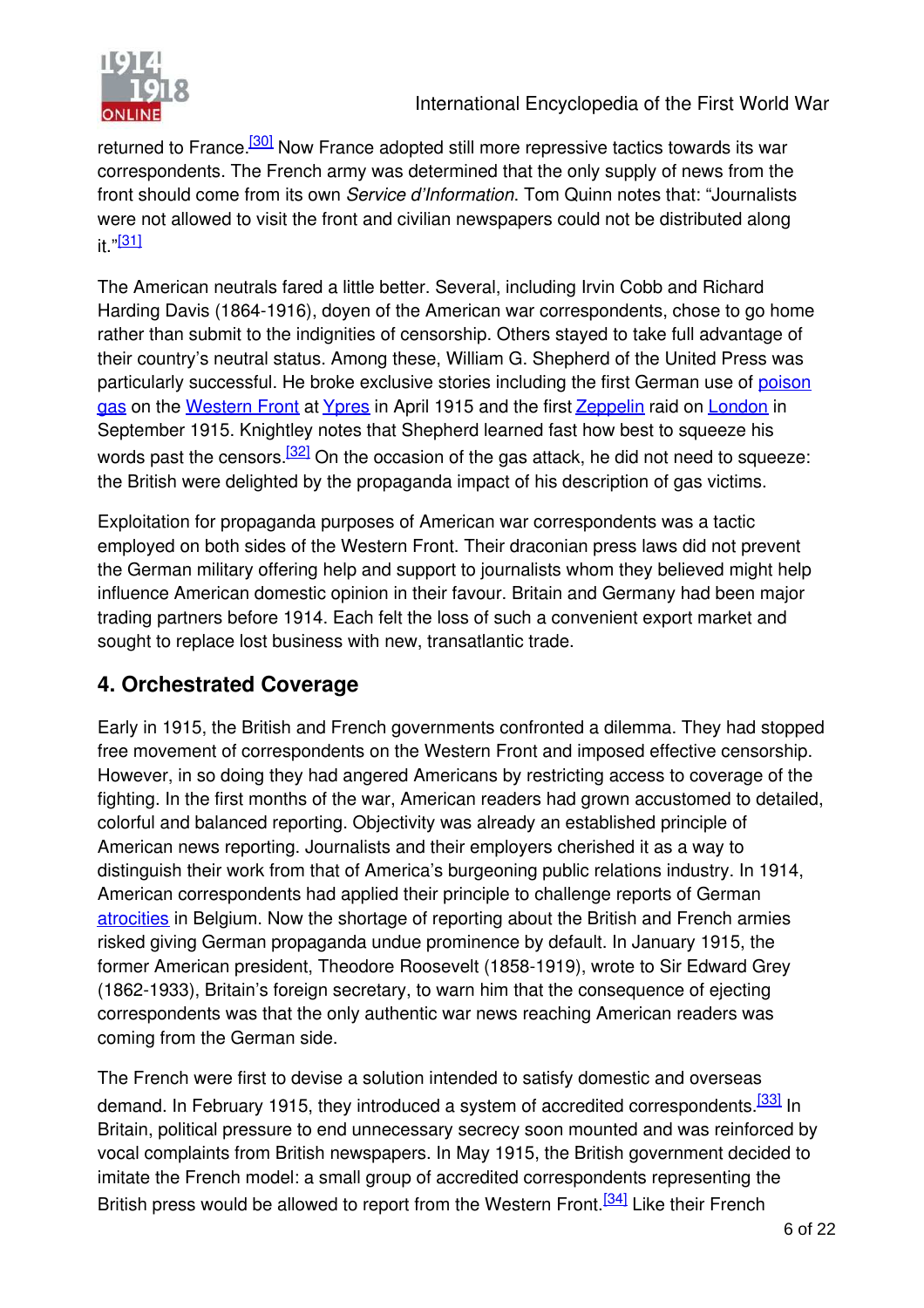returned to France.[30] Now France adopted still more repressive tactics towards its war correspondents. The French army was determined that the only supply of news from the front should come from its own *Service d'Information*. Tom Quinn notes that: "Journalists were not allowed to visit the front and civilian newspapers could not be distributed along it."[31]

The American neutrals fared a little better. Several, including Irvin Cobb and Richard Harding Davis (1864-1916), doyen of the American war correspondents, chose to go home rather than submit to the indignities of censorship. Others stayed to take full advantage of their country's neutral status. Among these, William G. Shepherd of the United Press was particularly successful. He broke exclusive stories including the first German use of poison gas on the Western Front at Ypres in April 1915 and the first Zeppelin raid on London in September 1915. Knightley notes that Shepherd learned fast how best to squeeze his words past the censors.[32] On the occasion of the gas attack, he did not need to squeeze: the British were delighted by the propaganda impact of his description of gas victims.

Exploitation for propaganda purposes of American war correspondents was a tactic employed on both sides of the Western Front. Their draconian press laws did not prevent the German military offering help and support to journalists whom they believed might help influence American domestic opinion in their favour. Britain and Germany had been major trading partners before 1914. Each felt the loss of such a convenient export market and sought to replace lost business with new, transatlantic trade.

## 4. Orchestrated Coverage

Early in 1915, the British and French governments confronted a dilemma. They had stopped free movement of correspondents on the Western Front and imposed effective censorship. However, in so doing they had angered Americans by restricting access to coverage of the fighting. In the first months of the war, American readers had grown accustomed to detailed, colorful and balanced reporting. Objectivity was already an established principle of American news reporting. Journalists and their employers cherished it as a way to distinguish their work from that of America's burgeoning public relations industry. In 1914, American correspondents had applied their principle to challenge reports of German atrocities in Belgium. Now the shortage of reporting about the British and French armies risked giving German propaganda undue prominence by default. In January 1915, the former American president, Theodore Roosevelt (1858-1919), wrote to Sir Edward Grey (1862-1933), Britain's foreign secretary, to warn him that the consequence of ejecting correspondents was that the only authentic war news reaching American readers was coming from the German side.

The French were first to devise a solution intended to satisfy domestic and overseas demand. In February 1915, they introduced a system of accredited correspondents.[33] In Britain, political pressure to end unnecessary secrecy soon mounted and was reinforced by vocal complaints from British newspapers. In May 1915, the British government decided to imitate the French model: a small group of accredited correspondents representing the British press would be allowed to report from the Western Front.[34] Like their French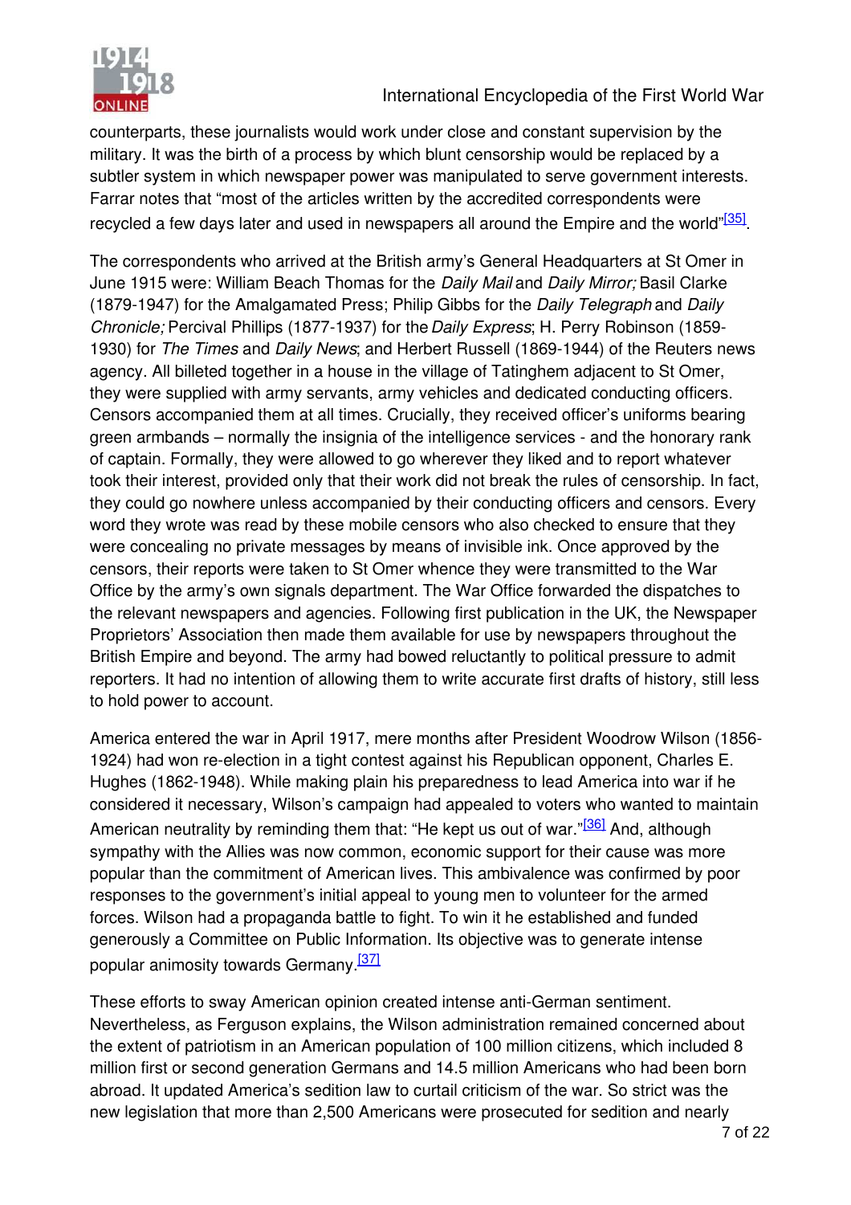counterparts, these journalists would work under close and constant supervision by the military. It was the birth of a process by which blunt censorship would be replaced by a subtler system in which newspaper power was manipulated to serve government interests. Farrar notes that "most of the articles written by the accredited correspondents were recycled a few days later and used in newspapers all around the Empire and the world"[35].

The correspondents who arrived at the British army's General Headquarters at St Omer in June 1915 were: William Beach Thomas for the *Daily Mail* and *Daily Mirror;* Basil Clarke (1879-1947) for the Amalgamated Press; Philip Gibbs for the *Daily Telegraph* and *Daily Chronicle;* Percival Phillips (1877-1937) for the *Daily Express*; H. Perry Robinson (1859-1930) for *The Times* and *Daily News*; and Herbert Russell (1869-1944) of the Reuters news agency. All billeted together in a house in the village of Tatinghem adjacent to St Omer, they were supplied with army servants, army vehicles and dedicated conducting officers. Censors accompanied them at all times. Crucially, they received officer's uniforms bearing green armbands – normally the insignia of the intelligence services - and the honorary rank of captain. Formally, they were allowed to go wherever they liked and to report whatever took their interest, provided only that their work did not break the rules of censorship. In fact, they could go nowhere unless accompanied by their conducting officers and censors. Every word they wrote was read by these mobile censors who also checked to ensure that they were concealing no private messages by means of invisible ink. Once approved by the censors, their reports were taken to St Omer whence they were transmitted to the War Office by the army's own signals department. The War Office forwarded the dispatches to the relevant newspapers and agencies. Following first publication in the UK, the Newspaper Proprietors' Association then made them available for use by newspapers throughout the British Empire and beyond. The army had bowed reluctantly to political pressure to admit reporters. It had no intention of allowing them to write accurate first drafts of history, still less to hold power to account.

America entered the war in April 1917, mere months after President Woodrow Wilson (1856-1924) had won re-election in a tight contest against his Republican opponent, Charles E. Hughes (1862-1948). While making plain his preparedness to lead America into war if he considered it necessary, Wilson's campaign had appealed to voters who wanted to maintain American neutrality by reminding them that: "He kept us out of war."[36] And, although sympathy with the Allies was now common, economic support for their cause was more popular than the commitment of American lives. This ambivalence was confirmed by poor responses to the government's initial appeal to young men to volunteer for the armed forces. Wilson had a propaganda battle to fight. To win it he established and funded generously a Committee on Public Information. Its objective was to generate intense popular animosity towards Germany.[37]

These efforts to sway American opinion created intense anti-German sentiment. Nevertheless, as Ferguson explains, the Wilson administration remained concerned about the extent of patriotism in an American population of 100 million citizens, which included 8 million first or second generation Germans and 14.5 million Americans who had been born abroad. It updated America's sedition law to curtail criticism of the war. So strict was the new legislation that more than 2,500 Americans were prosecuted for sedition and nearly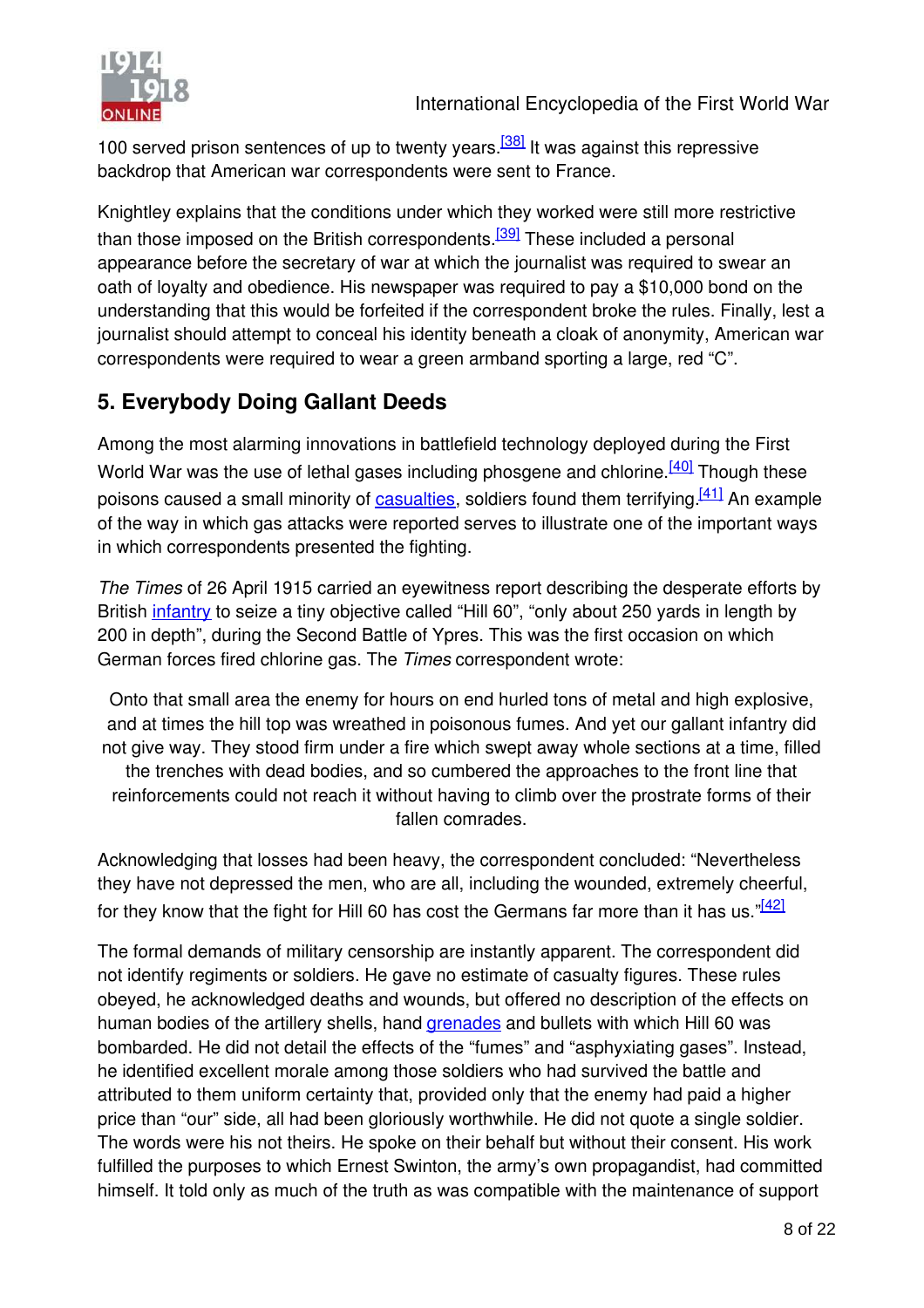100 served prison sentences of up to twenty years.[38] It was against this repressive backdrop that American war correspondents were sent to France.

Knightley explains that the conditions under which they worked were still more restrictive than those imposed on the British correspondents.[39] These included a personal appearance before the secretary of war at which the journalist was required to swear an oath of loyalty and obedience. His newspaper was required to pay a $10,000 bond on the understanding that this would be forfeited if the correspondent broke the rules. Finally, lest a journalist should attempt to conceal his identity beneath a cloak of anonymity, American war correspondents were required to wear a green armband sporting a large, red "C".

## 5. Everybody Doing Gallant Deeds

Among the most alarming innovations in battlefield technology deployed during the First World War was the use of lethal gases including phosgene and chlorine.[40] Though these poisons caused a small minority of casualties, soldiers found them terrifying.[41] An example of the way in which gas attacks were reported serves to illustrate one of the important ways in which correspondents presented the fighting.

*The Times* of 26 April 1915 carried an eyewitness report describing the desperate efforts by British infantry to seize a tiny objective called "Hill 60", "only about 250 yards in length by 200 in depth", during the Second Battle of Ypres. This was the first occasion on which German forces fired chlorine gas. The *Times* correspondent wrote:

> Onto that small area the enemy for hours on end hurled tons of metal and high explosive, and at times the hill top was wreathed in poisonous fumes. And yet our gallant infantry did not give way. They stood firm under a fire which swept away whole sections at a time, filled the trenches with dead bodies, and so cumbered the approaches to the front line that reinforcements could not reach it without having to climb over the prostrate forms of their fallen comrades.

Acknowledging that losses had been heavy, the correspondent concluded: "Nevertheless they have not depressed the men, who are all, including the wounded, extremely cheerful, for they know that the fight for Hill 60 has cost the Germans far more than it has us."[42]

The formal demands of military censorship are instantly apparent. The correspondent did not identify regiments or soldiers. He gave no estimate of casualty figures. These rules obeyed, he acknowledged deaths and wounds, but offered no description of the effects on human bodies of the artillery shells, hand grenades and bullets with which Hill 60 was bombarded. He did not detail the effects of the "fumes" and "asphyxiating gases". Instead, he identified excellent morale among those soldiers who had survived the battle and attributed to them uniform certainty that, provided only that the enemy had paid a higher price than "our" side, all had been gloriously worthwhile. He did not quote a single soldier. The words were his not theirs. He spoke on their behalf but without their consent. His work fulfilled the purposes to which Ernest Swinton, the army's own propagandist, had committed himself. It told only as much of the truth as was compatible with the maintenance of support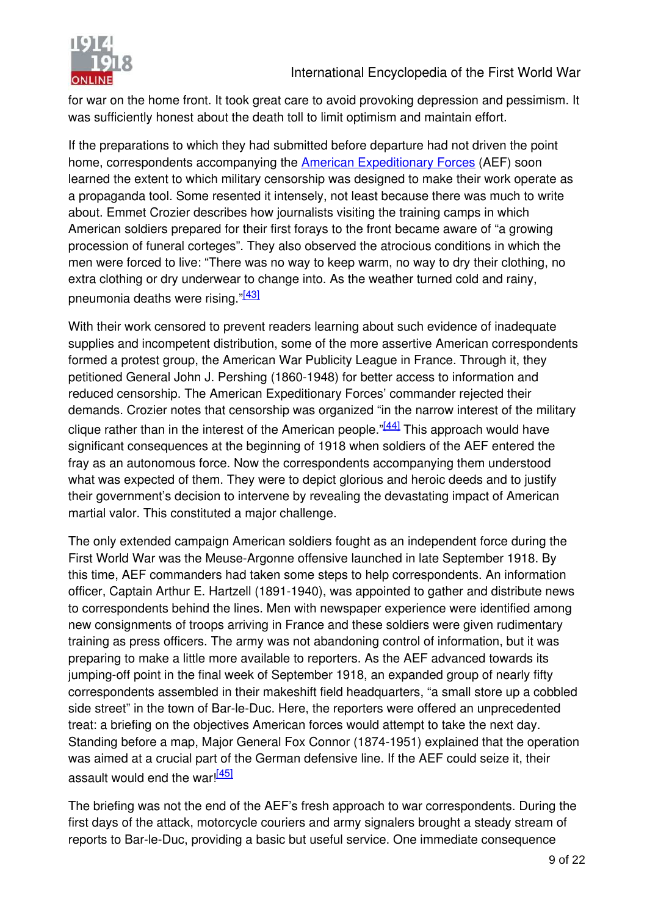for war on the home front. It took great care to avoid provoking depression and pessimism. It was sufficiently honest about the death toll to limit optimism and maintain effort.

If the preparations to which they had submitted before departure had not driven the point home, correspondents accompanying the American Expeditionary Forces (AEF) soon learned the extent to which military censorship was designed to make their work operate as a propaganda tool. Some resented it intensely, not least because there was much to write about. Emmet Crozier describes how journalists visiting the training camps in which American soldiers prepared for their first forays to the front became aware of "a growing procession of funeral corteges". They also observed the atrocious conditions in which the men were forced to live: "There was no way to keep warm, no way to dry their clothing, no extra clothing or dry underwear to change into. As the weather turned cold and rainy, pneumonia deaths were rising."[43]

With their work censored to prevent readers learning about such evidence of inadequate supplies and incompetent distribution, some of the more assertive American correspondents formed a protest group, the American War Publicity League in France. Through it, they petitioned General John J. Pershing (1860-1948) for better access to information and reduced censorship. The American Expeditionary Forces' commander rejected their demands. Crozier notes that censorship was organized "in the narrow interest of the military clique rather than in the interest of the American people."[44] This approach would have significant consequences at the beginning of 1918 when soldiers of the AEF entered the fray as an autonomous force. Now the correspondents accompanying them understood what was expected of them. They were to depict glorious and heroic deeds and to justify their government's decision to intervene by revealing the devastating impact of American martial valor. This constituted a major challenge.

The only extended campaign American soldiers fought as an independent force during the First World War was the Meuse-Argonne offensive launched in late September 1918. By this time, AEF commanders had taken some steps to help correspondents. An information officer, Captain Arthur E. Hartzell (1891-1940), was appointed to gather and distribute news to correspondents behind the lines. Men with newspaper experience were identified among new consignments of troops arriving in France and these soldiers were given rudimentary training as press officers. The army was not abandoning control of information, but it was preparing to make a little more available to reporters. As the AEF advanced towards its jumping-off point in the final week of September 1918, an expanded group of nearly fifty correspondents assembled in their makeshift field headquarters, "a small store up a cobbled side street" in the town of Bar-le-Duc. Here, the reporters were offered an unprecedented treat: a briefing on the objectives American forces would attempt to take the next day. Standing before a map, Major General Fox Connor (1874-1951) explained that the operation was aimed at a crucial part of the German defensive line. If the AEF could seize it, their assault would end the war![45]

The briefing was not the end of the AEF's fresh approach to war correspondents. During the first days of the attack, motorcycle couriers and army signalers brought a steady stream of reports to Bar-le-Duc, providing a basic but useful service. One immediate consequence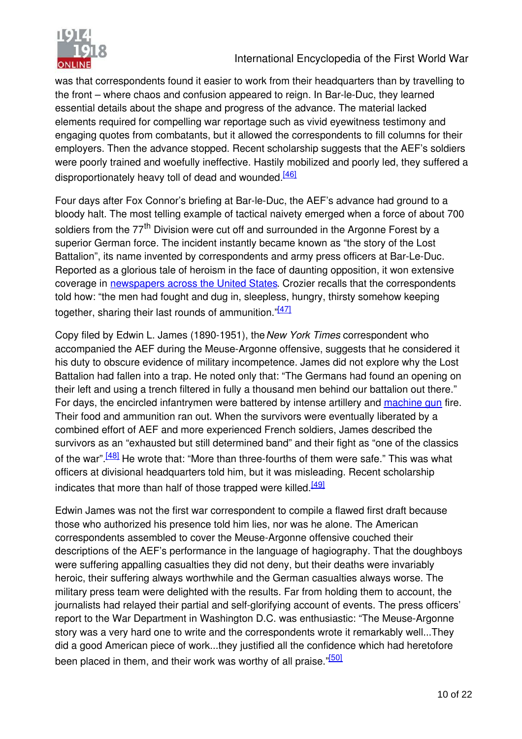was that correspondents found it easier to work from their headquarters than by travelling to the front – where chaos and confusion appeared to reign. In Bar-le-Duc, they learned essential details about the shape and progress of the advance. The material lacked elements required for compelling war reportage such as vivid eyewitness testimony and engaging quotes from combatants, but it allowed the correspondents to fill columns for their employers. Then the advance stopped. Recent scholarship suggests that the AEF's soldiers were poorly trained and woefully ineffective. Hastily mobilized and poorly led, they suffered a disproportionately heavy toll of dead and wounded.[46]

Four days after Fox Connor's briefing at Bar-le-Duc, the AEF's advance had ground to a bloody halt. The most telling example of tactical naivety emerged when a force of about 700 soldiers from the 77th Division were cut off and surrounded in the Argonne Forest by a superior German force. The incident instantly became known as "the story of the Lost Battalion", its name invented by correspondents and army press officers at Bar-Le-Duc. Reported as a glorious tale of heroism in the face of daunting opposition, it won extensive coverage in newspapers across the United States. Crozier recalls that the correspondents told how: "the men had fought and dug in, sleepless, hungry, thirsty somehow keeping together, sharing their last rounds of ammunition."[47]

Copy filed by Edwin L. James (1890-1951), the *New York Times* correspondent who accompanied the AEF during the Meuse-Argonne offensive, suggests that he considered it his duty to obscure evidence of military incompetence. James did not explore why the Lost Battalion had fallen into a trap. He noted only that: "The Germans had found an opening on their left and using a trench filtered in fully a thousand men behind our battalion out there." For days, the encircled infantrymen were battered by intense artillery and machine gun fire. Their food and ammunition ran out. When the survivors were eventually liberated by a combined effort of AEF and more experienced French soldiers, James described the survivors as an "exhausted but still determined band" and their fight as "one of the classics of the war".[48] He wrote that: "More than three-fourths of them were safe." This was what officers at divisional headquarters told him, but it was misleading. Recent scholarship indicates that more than half of those trapped were killed.[49]

Edwin James was not the first war correspondent to compile a flawed first draft because those who authorized his presence told him lies, nor was he alone. The American correspondents assembled to cover the Meuse-Argonne offensive couched their descriptions of the AEF's performance in the language of hagiography. That the doughboys were suffering appalling casualties they did not deny, but their deaths were invariably heroic, their suffering always worthwhile and the German casualties always worse. The military press team were delighted with the results. Far from holding them to account, the journalists had relayed their partial and self-glorifying account of events. The press officers' report to the War Department in Washington D.C. was enthusiastic: "The Meuse-Argonne story was a very hard one to write and the correspondents wrote it remarkably well...They did a good American piece of work...they justified all the confidence which had heretofore been placed in them, and their work was worthy of all praise."[50]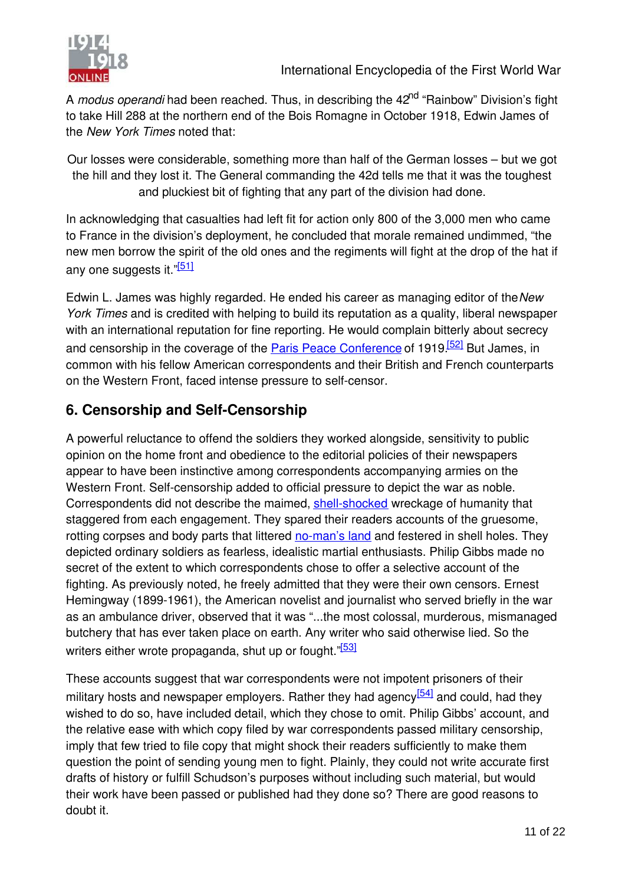A *modus operandi* had been reached. Thus, in describing the 42nd "Rainbow" Division's fight to take Hill 288 at the northern end of the Bois Romagne in October 1918, Edwin James of the *New York Times* noted that:

> Our losses were considerable, something more than half of the German losses – but we got the hill and they lost it. The General commanding the 42d tells me that it was the toughest and pluckiest bit of fighting that any part of the division had done.

In acknowledging that casualties had left fit for action only 800 of the 3,000 men who came to France in the division's deployment, he concluded that morale remained undimmed, "the new men borrow the spirit of the old ones and the regiments will fight at the drop of the hat if any one suggests it."[51]

Edwin L. James was highly regarded. He ended his career as managing editor of the *New York Times* and is credited with helping to build its reputation as a quality, liberal newspaper with an international reputation for fine reporting. He would complain bitterly about secrecy and censorship in the coverage of the Paris Peace Conference of 1919.[52] But James, in common with his fellow American correspondents and their British and French counterparts on the Western Front, faced intense pressure to self-censor.

## 6. Censorship and Self-Censorship

A powerful reluctance to offend the soldiers they worked alongside, sensitivity to public opinion on the home front and obedience to the editorial policies of their newspapers appear to have been instinctive among correspondents accompanying armies on the Western Front. Self-censorship added to official pressure to depict the war as noble. Correspondents did not describe the maimed, shell-shocked wreckage of humanity that staggered from each engagement. They spared their readers accounts of the gruesome, rotting corpses and body parts that littered no-man's land and festered in shell holes. They depicted ordinary soldiers as fearless, idealistic martial enthusiasts. Philip Gibbs made no secret of the extent to which correspondents chose to offer a selective account of the fighting. As previously noted, he freely admitted that they were their own censors. Ernest Hemingway (1899-1961), the American novelist and journalist who served briefly in the war as an ambulance driver, observed that it was "...the most colossal, murderous, mismanaged butchery that has ever taken place on earth. Any writer who said otherwise lied. So the writers either wrote propaganda, shut up or fought."[53]

These accounts suggest that war correspondents were not impotent prisoners of their military hosts and newspaper employers. Rather they had agency[54] and could, had they wished to do so, have included detail, which they chose to omit. Philip Gibbs' account, and the relative ease with which copy filed by war correspondents passed military censorship, imply that few tried to file copy that might shock their readers sufficiently to make them question the point of sending young men to fight. Plainly, they could not write accurate first drafts of history or fulfill Schudson's purposes without including such material, but would their work have been passed or published had they done so? There are good reasons to doubt it.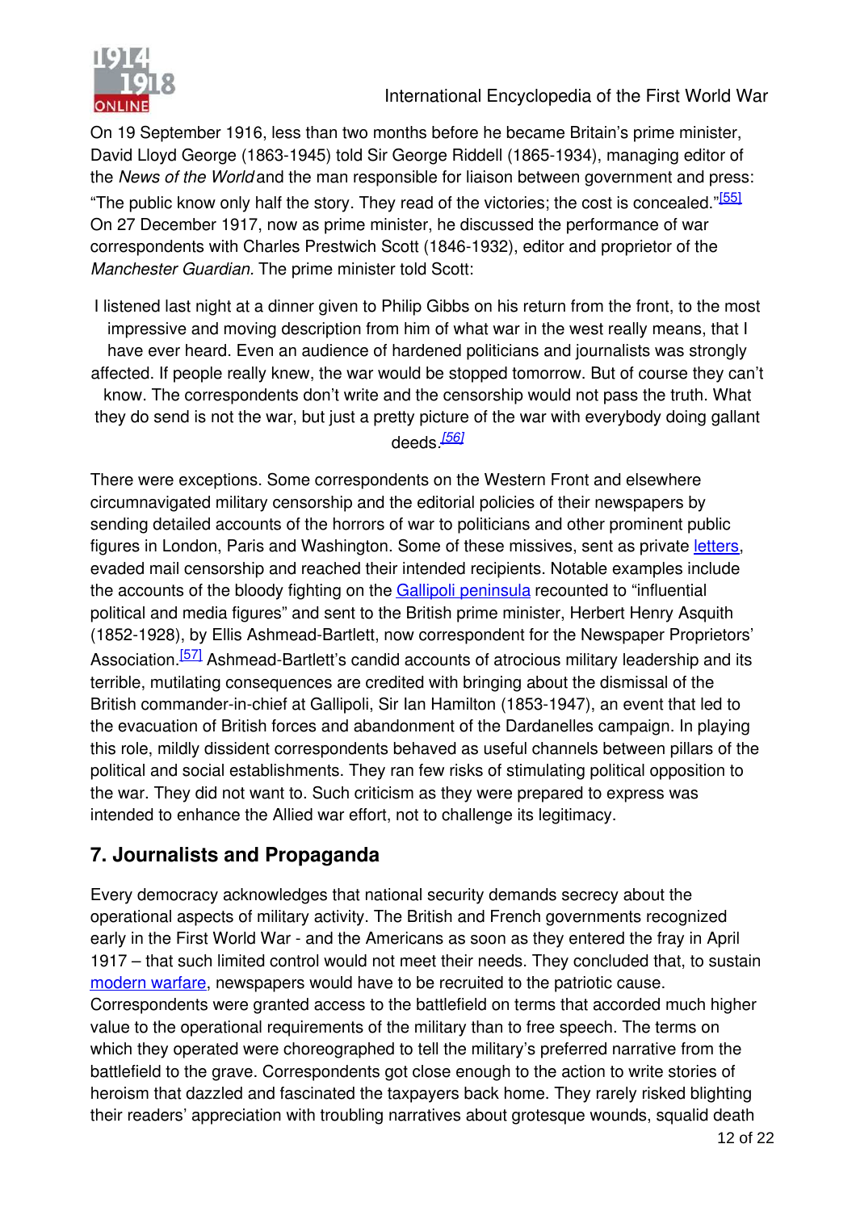On 19 September 1916, less than two months before he became Britain's prime minister, David Lloyd George (1863-1945) told Sir George Riddell (1865-1934), managing editor of the *News of the World* and the man responsible for liaison between government and press: "The public know only half the story. They read of the victories; the cost is concealed."[55] On 27 December 1917, now as prime minister, he discussed the performance of war correspondents with Charles Prestwich Scott (1846-1932), editor and proprietor of the *Manchester Guardian.* The prime minister told Scott:

> I listened last night at a dinner given to Philip Gibbs on his return from the front, to the most impressive and moving description from him of what war in the west really means, that I have ever heard. Even an audience of hardened politicians and journalists was strongly affected. If people really knew, the war would be stopped tomorrow. But of course they can't know. The correspondents don't write and the censorship would not pass the truth. What they do send is not the war, but just a pretty picture of the war with everybody doing gallant deeds.[56]

There were exceptions. Some correspondents on the Western Front and elsewhere circumnavigated military censorship and the editorial policies of their newspapers by sending detailed accounts of the horrors of war to politicians and other prominent public figures in London, Paris and Washington. Some of these missives, sent as private letters, evaded mail censorship and reached their intended recipients. Notable examples include the accounts of the bloody fighting on the Gallipoli peninsula recounted to "influential political and media figures" and sent to the British prime minister, Herbert Henry Asquith (1852-1928), by Ellis Ashmead-Bartlett, now correspondent for the Newspaper Proprietors' Association.[57] Ashmead-Bartlett's candid accounts of atrocious military leadership and its terrible, mutilating consequences are credited with bringing about the dismissal of the British commander-in-chief at Gallipoli, Sir Ian Hamilton (1853-1947), an event that led to the evacuation of British forces and abandonment of the Dardanelles campaign. In playing this role, mildly dissident correspondents behaved as useful channels between pillars of the political and social establishments. They ran few risks of stimulating political opposition to the war. They did not want to. Such criticism as they were prepared to express was intended to enhance the Allied war effort, not to challenge its legitimacy.

## 7. Journalists and Propaganda

Every democracy acknowledges that national security demands secrecy about the operational aspects of military activity. The British and French governments recognized early in the First World War - and the Americans as soon as they entered the fray in April 1917 – that such limited control would not meet their needs. They concluded that, to sustain modern warfare, newspapers would have to be recruited to the patriotic cause. Correspondents were granted access to the battlefield on terms that accorded much higher value to the operational requirements of the military than to free speech. The terms on which they operated were choreographed to tell the military's preferred narrative from the battlefield to the grave. Correspondents got close enough to the action to write stories of heroism that dazzled and fascinated the taxpayers back home. They rarely risked blighting their readers' appreciation with troubling narratives about grotesque wounds, squalid death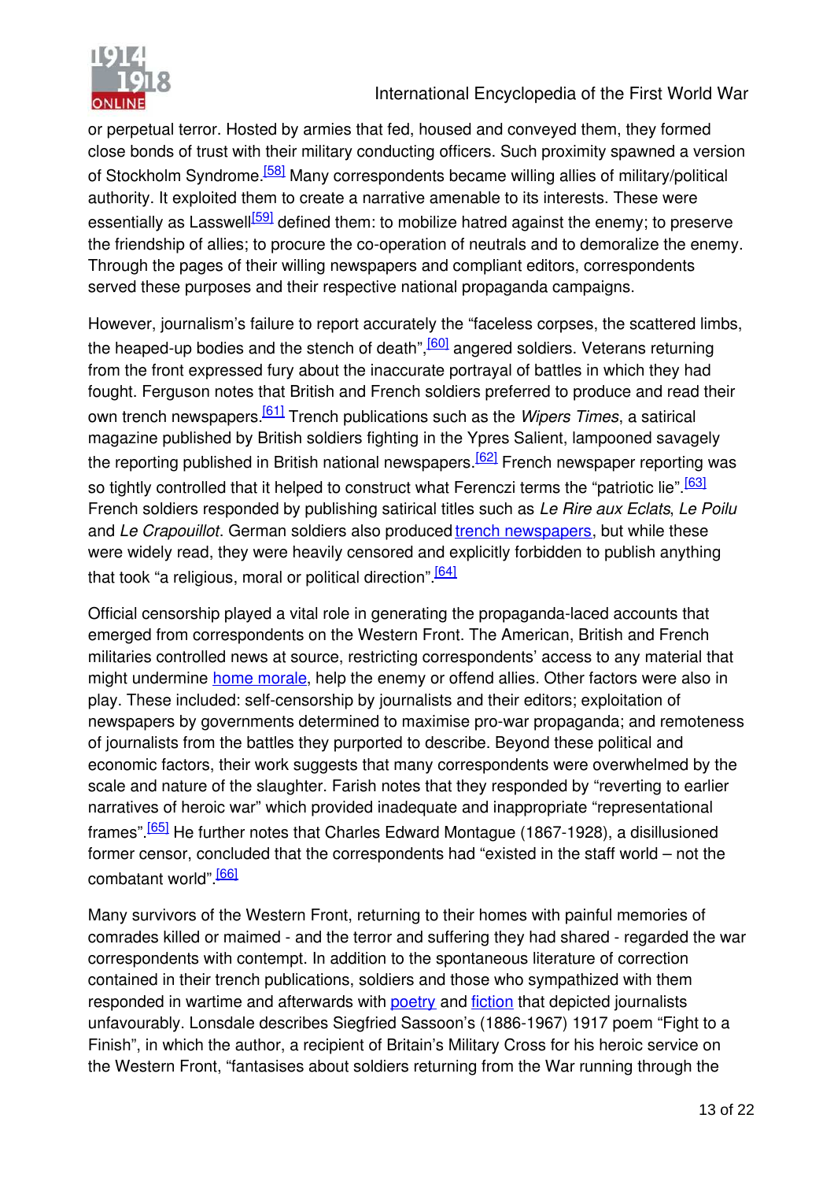or perpetual terror. Hosted by armies that fed, housed and conveyed them, they formed close bonds of trust with their military conducting officers. Such proximity spawned a version of Stockholm Syndrome.[58] Many correspondents became willing allies of military/political authority. It exploited them to create a narrative amenable to its interests. These were essentially as Lasswell[59] defined them: to mobilize hatred against the enemy; to preserve the friendship of allies; to procure the co-operation of neutrals and to demoralize the enemy. Through the pages of their willing newspapers and compliant editors, correspondents served these purposes and their respective national propaganda campaigns.

However, journalism's failure to report accurately the "faceless corpses, the scattered limbs, the heaped-up bodies and the stench of death",[60] angered soldiers. Veterans returning from the front expressed fury about the inaccurate portrayal of battles in which they had fought. Ferguson notes that British and French soldiers preferred to produce and read their own trench newspapers.[61] Trench publications such as the *Wipers Times*, a satirical magazine published by British soldiers fighting in the Ypres Salient, lampooned savagely the reporting published in British national newspapers.[62] French newspaper reporting was so tightly controlled that it helped to construct what Ferenczi terms the "patriotic lie".[63] French soldiers responded by publishing satirical titles such as *Le Rire aux Eclats*, *Le Poilu* and *Le Crapouillot*. German soldiers also produced trench newspapers, but while these were widely read, they were heavily censored and explicitly forbidden to publish anything that took "a religious, moral or political direction".[64]

Official censorship played a vital role in generating the propaganda-laced accounts that emerged from correspondents on the Western Front. The American, British and French militaries controlled news at source, restricting correspondents' access to any material that might undermine home morale, help the enemy or offend allies. Other factors were also in play. These included: self-censorship by journalists and their editors; exploitation of newspapers by governments determined to maximise pro-war propaganda; and remoteness of journalists from the battles they purported to describe. Beyond these political and economic factors, their work suggests that many correspondents were overwhelmed by the scale and nature of the slaughter. Farish notes that they responded by "reverting to earlier narratives of heroic war" which provided inadequate and inappropriate "representational frames".[65] He further notes that Charles Edward Montague (1867-1928), a disillusioned former censor, concluded that the correspondents had "existed in the staff world – not the combatant world".[66]

Many survivors of the Western Front, returning to their homes with painful memories of comrades killed or maimed - and the terror and suffering they had shared - regarded the war correspondents with contempt. In addition to the spontaneous literature of correction contained in their trench publications, soldiers and those who sympathized with them responded in wartime and afterwards with poetry and fiction that depicted journalists unfavourably. Lonsdale describes Siegfried Sassoon's (1886-1967) 1917 poem "Fight to a Finish", in which the author, a recipient of Britain's Military Cross for his heroic service on the Western Front, "fantasises about soldiers returning from the War running through the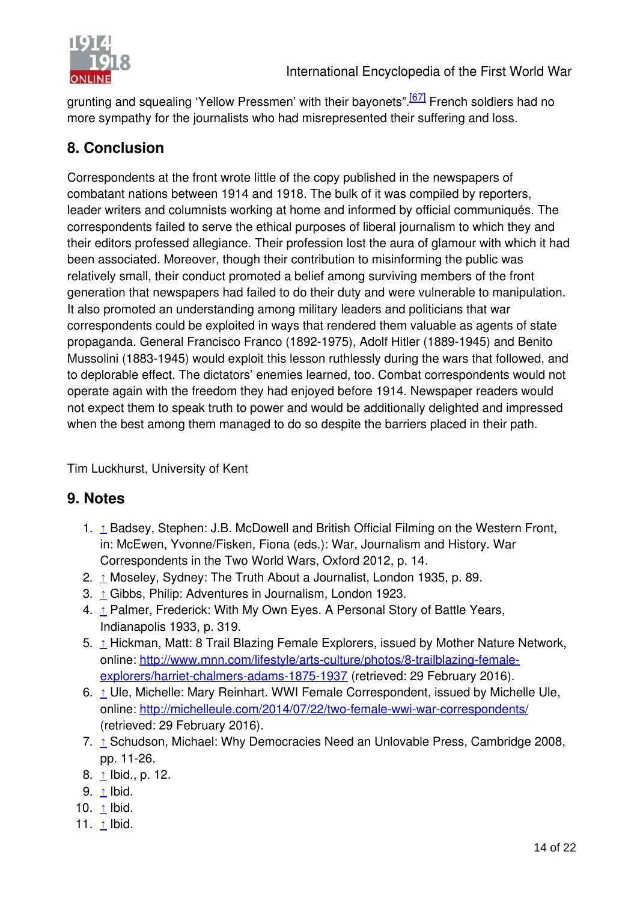grunting and squealing 'Yellow Pressmen' with their bayonets".[67] French soldiers had no more sympathy for the journalists who had misrepresented their suffering and loss.

## 8. Conclusion

Correspondents at the front wrote little of the copy published in the newspapers of combatant nations between 1914 and 1918. The bulk of it was compiled by reporters, leader writers and columnists working at home and informed by official communiqués. The correspondents failed to serve the ethical purposes of liberal journalism to which they and their editors professed allegiance. Their profession lost the aura of glamour with which it had been associated. Moreover, though their contribution to misinforming the public was relatively small, their conduct promoted a belief among surviving members of the front generation that newspapers had failed to do their duty and were vulnerable to manipulation. It also promoted an understanding among military leaders and politicians that war correspondents could be exploited in ways that rendered them valuable as agents of state propaganda. General Francisco Franco (1892-1975), Adolf Hitler (1889-1945) and Benito Mussolini (1883-1945) would exploit this lesson ruthlessly during the wars that followed, and to deplorable effect. The dictators' enemies learned, too. Combat correspondents would not operate again with the freedom they had enjoyed before 1914. Newspaper readers would not expect them to speak truth to power and would be additionally delighted and impressed when the best among them managed to do so despite the barriers placed in their path.

Tim Luckhurst, University of Kent

## 9. Notes

1. ↑ Badsey, Stephen: J.B. McDowell and British Official Filming on the Western Front, in: McEwen, Yvonne/Fisken, Fiona (eds.): War, Journalism and History. War Correspondents in the Two World Wars, Oxford 2012, p. 14.
2. ↑ Moseley, Sydney: The Truth About a Journalist, London 1935, p. 89.
3. ↑ Gibbs, Philip: Adventures in Journalism, London 1923.
4. ↑ Palmer, Frederick: With My Own Eyes. A Personal Story of Battle Years, Indianapolis 1933, p. 319.
5. ↑ Hickman, Matt: 8 Trail Blazing Female Explorers, issued by Mother Nature Network, online: http://www.mnn.com/lifestyle/arts-culture/photos/8-trailblazing-female-explorers/harriet-chalmers-adams-1875-1937 (retrieved: 29 February 2016).
6. ↑ Ule, Michelle: Mary Reinhart. WWI Female Correspondent, issued by Michelle Ule, online: http://michelleule.com/2014/07/22/two-female-wwi-war-correspondents/ (retrieved: 29 February 2016).
7. ↑ Schudson, Michael: Why Democracies Need an Unlovable Press, Cambridge 2008, pp. 11-26.
8. ↑ Ibid., p. 12.
9. ↑ Ibid.
10. ↑ Ibid.
11. ↑ Ibid.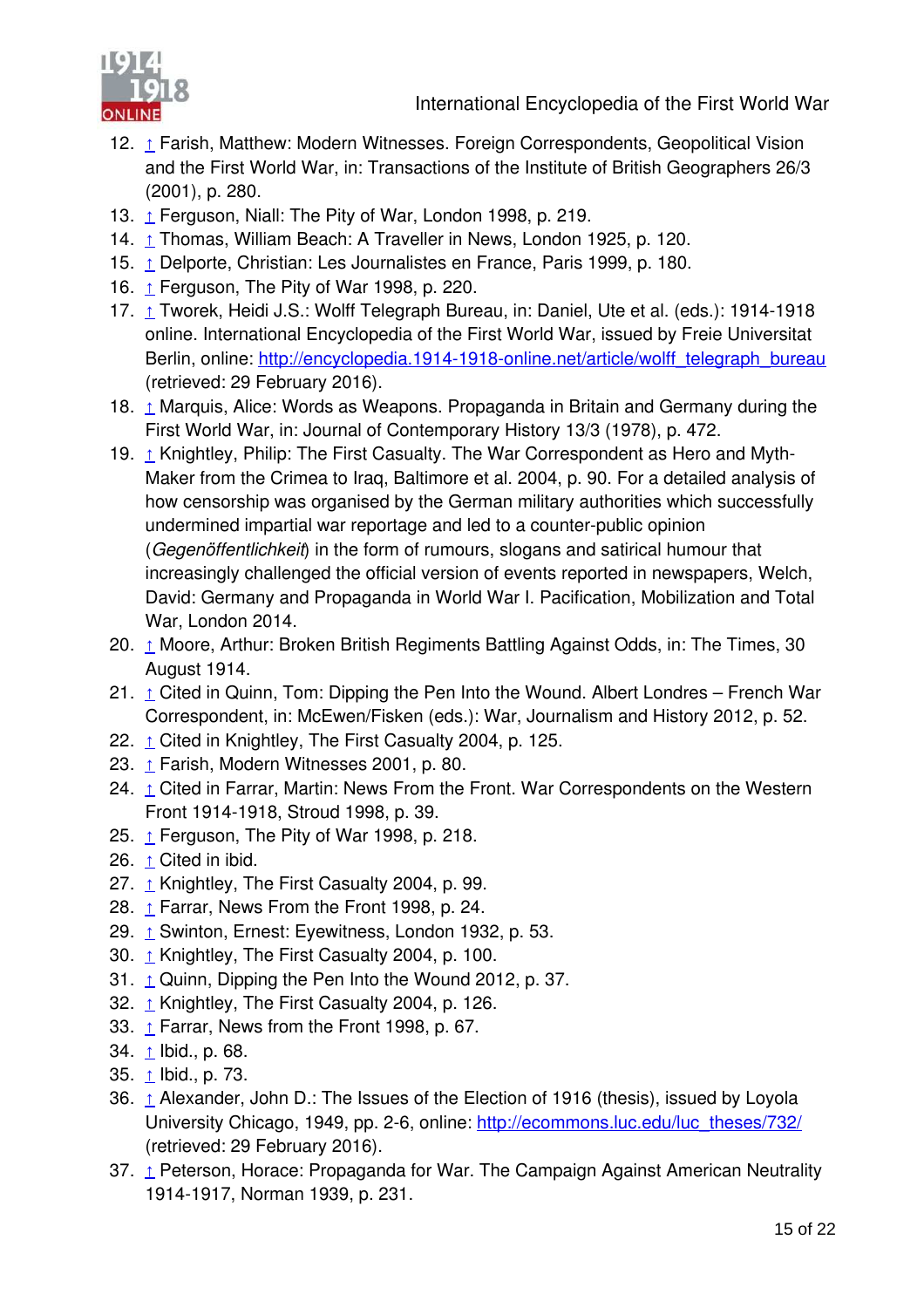12. ↑ Farish, Matthew: Modern Witnesses. Foreign Correspondents, Geopolitical Vision and the First World War, in: Transactions of the Institute of British Geographers 26/3 (2001), p. 280.
13. ↑ Ferguson, Niall: The Pity of War, London 1998, p. 219.
14. ↑ Thomas, William Beach: A Traveller in News, London 1925, p. 120.
15. ↑ Delporte, Christian: Les Journalistes en France, Paris 1999, p. 180.
16. ↑ Ferguson, The Pity of War 1998, p. 220.
17. ↑ Tworek, Heidi J.S.: Wolff Telegraph Bureau, in: Daniel, Ute et al. (eds.): 1914-1918 online. International Encyclopedia of the First World War, issued by Freie Universitat Berlin, online: http://encyclopedia.1914-1918-online.net/article/wolff_telegraph_bureau (retrieved: 29 February 2016).
18. ↑ Marquis, Alice: Words as Weapons. Propaganda in Britain and Germany during the First World War, in: Journal of Contemporary History 13/3 (1978), p. 472.
19. ↑ Knightley, Philip: The First Casualty. The War Correspondent as Hero and Myth-Maker from the Crimea to Iraq, Baltimore et al. 2004, p. 90. For a detailed analysis of how censorship was organised by the German military authorities which successfully undermined impartial war reportage and led to a counter-public opinion (*Gegenöffentlichkeit*) in the form of rumours, slogans and satirical humour that increasingly challenged the official version of events reported in newspapers, Welch, David: Germany and Propaganda in World War I. Pacification, Mobilization and Total War, London 2014.
20. ↑ Moore, Arthur: Broken British Regiments Battling Against Odds, in: The Times, 30 August 1914.
21. ↑ Cited in Quinn, Tom: Dipping the Pen Into the Wound. Albert Londres – French War Correspondent, in: McEwen/Fisken (eds.): War, Journalism and History 2012, p. 52.
22. ↑ Cited in Knightley, The First Casualty 2004, p. 125.
23. ↑ Farish, Modern Witnesses 2001, p. 80.
24. ↑ Cited in Farrar, Martin: News From the Front. War Correspondents on the Western Front 1914-1918, Stroud 1998, p. 39.
25. ↑ Ferguson, The Pity of War 1998, p. 218.
26. ↑ Cited in ibid.
27. ↑ Knightley, The First Casualty 2004, p. 99.
28. ↑ Farrar, News From the Front 1998, p. 24.
29. ↑ Swinton, Ernest: Eyewitness, London 1932, p. 53.
30. ↑ Knightley, The First Casualty 2004, p. 100.
31. ↑ Quinn, Dipping the Pen Into the Wound 2012, p. 37.
32. ↑ Knightley, The First Casualty 2004, p. 126.
33. ↑ Farrar, News from the Front 1998, p. 67.
34. ↑ Ibid., p. 68.
35. ↑ Ibid., p. 73.
36. ↑ Alexander, John D.: The Issues of the Election of 1916 (thesis), issued by Loyola University Chicago, 1949, pp. 2-6, online: http://ecommons.luc.edu/luc_theses/732/ (retrieved: 29 February 2016).
37. ↑ Peterson, Horace: Propaganda for War. The Campaign Against American Neutrality 1914-1917, Norman 1939, p. 231.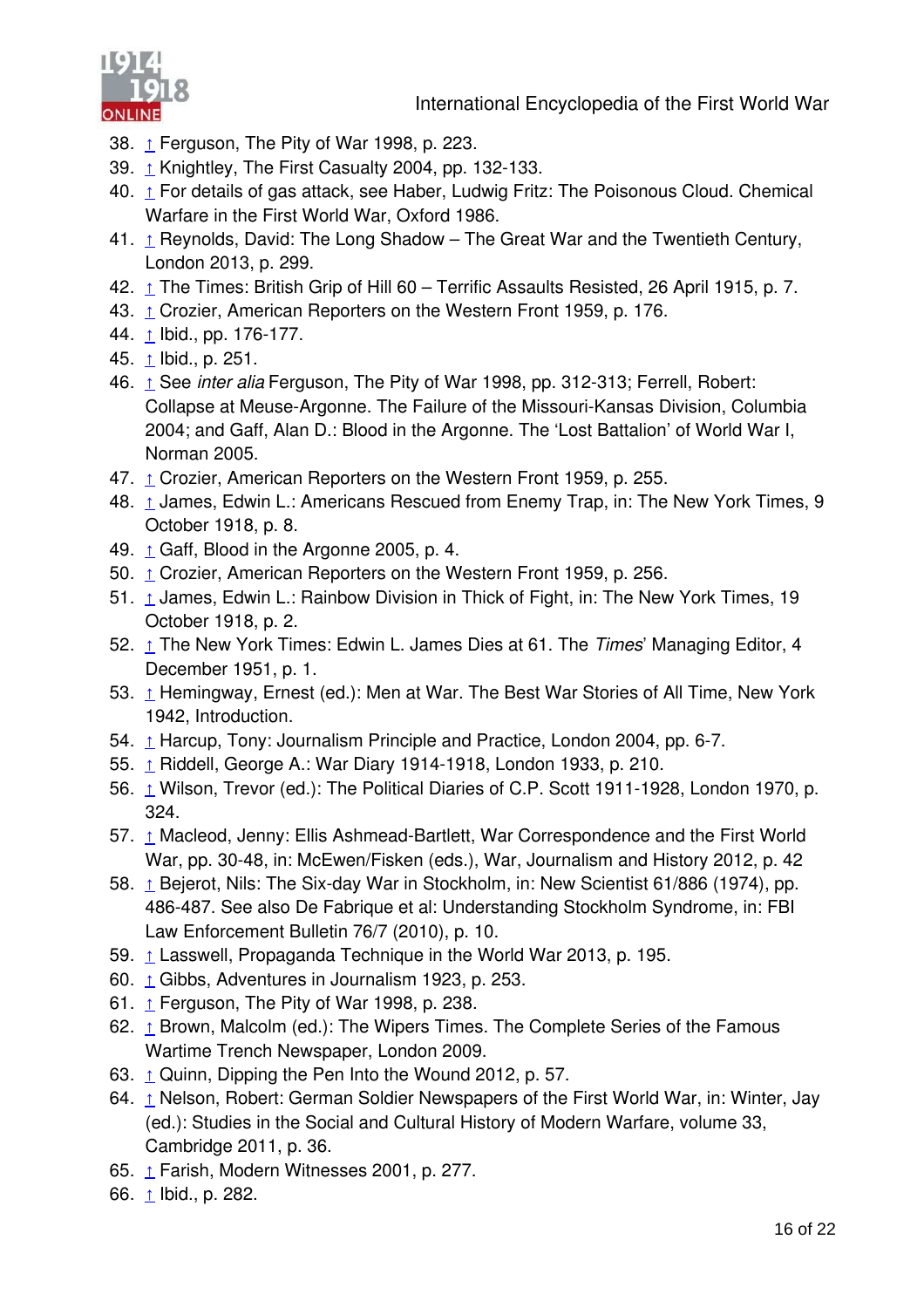38. ↑ Ferguson, The Pity of War 1998, p. 223.
39. ↑ Knightley, The First Casualty 2004, pp. 132-133.
40. ↑ For details of gas attack, see Haber, Ludwig Fritz: The Poisonous Cloud. Chemical Warfare in the First World War, Oxford 1986.
41. ↑ Reynolds, David: The Long Shadow – The Great War and the Twentieth Century, London 2013, p. 299.
42. ↑ The Times: British Grip of Hill 60 – Terrific Assaults Resisted, 26 April 1915, p. 7.
43. ↑ Crozier, American Reporters on the Western Front 1959, p. 176.
44. ↑ Ibid., pp. 176-177.
45. ↑ Ibid., p. 251.
46. ↑ See *inter alia* Ferguson, The Pity of War 1998, pp. 312-313; Ferrell, Robert: Collapse at Meuse-Argonne. The Failure of the Missouri-Kansas Division, Columbia 2004; and Gaff, Alan D.: Blood in the Argonne. The 'Lost Battalion' of World War I, Norman 2005.
47. ↑ Crozier, American Reporters on the Western Front 1959, p. 255.
48. ↑ James, Edwin L.: Americans Rescued from Enemy Trap, in: The New York Times, 9 October 1918, p. 8.
49. ↑ Gaff, Blood in the Argonne 2005, p. 4.
50. ↑ Crozier, American Reporters on the Western Front 1959, p. 256.
51. ↑ James, Edwin L.: Rainbow Division in Thick of Fight, in: The New York Times, 19 October 1918, p. 2.
52. ↑ The New York Times: Edwin L. James Dies at 61. The *Times*' Managing Editor, 4 December 1951, p. 1.
53. ↑ Hemingway, Ernest (ed.): Men at War. The Best War Stories of All Time, New York 1942, Introduction.
54. ↑ Harcup, Tony: Journalism Principle and Practice, London 2004, pp. 6-7.
55. ↑ Riddell, George A.: War Diary 1914-1918, London 1933, p. 210.
56. ↑ Wilson, Trevor (ed.): The Political Diaries of C.P. Scott 1911-1928, London 1970, p. 324.
57. ↑ Macleod, Jenny: Ellis Ashmead-Bartlett, War Correspondence and the First World War, pp. 30-48, in: McEwen/Fisken (eds.), War, Journalism and History 2012, p. 42
58. ↑ Bejerot, Nils: The Six-day War in Stockholm, in: New Scientist 61/886 (1974), pp. 486-487. See also De Fabrique et al: Understanding Stockholm Syndrome, in: FBI Law Enforcement Bulletin 76/7 (2010), p. 10.
59. ↑ Lasswell, Propaganda Technique in the World War 2013, p. 195.
60. ↑ Gibbs, Adventures in Journalism 1923, p. 253.
61. ↑ Ferguson, The Pity of War 1998, p. 238.
62. ↑ Brown, Malcolm (ed.): The Wipers Times. The Complete Series of the Famous Wartime Trench Newspaper, London 2009.
63. ↑ Quinn, Dipping the Pen Into the Wound 2012, p. 57.
64. ↑ Nelson, Robert: German Soldier Newspapers of the First World War, in: Winter, Jay (ed.): Studies in the Social and Cultural History of Modern Warfare, volume 33, Cambridge 2011, p. 36.
65. ↑ Farish, Modern Witnesses 2001, p. 277.
66. ↑ Ibid., p. 282.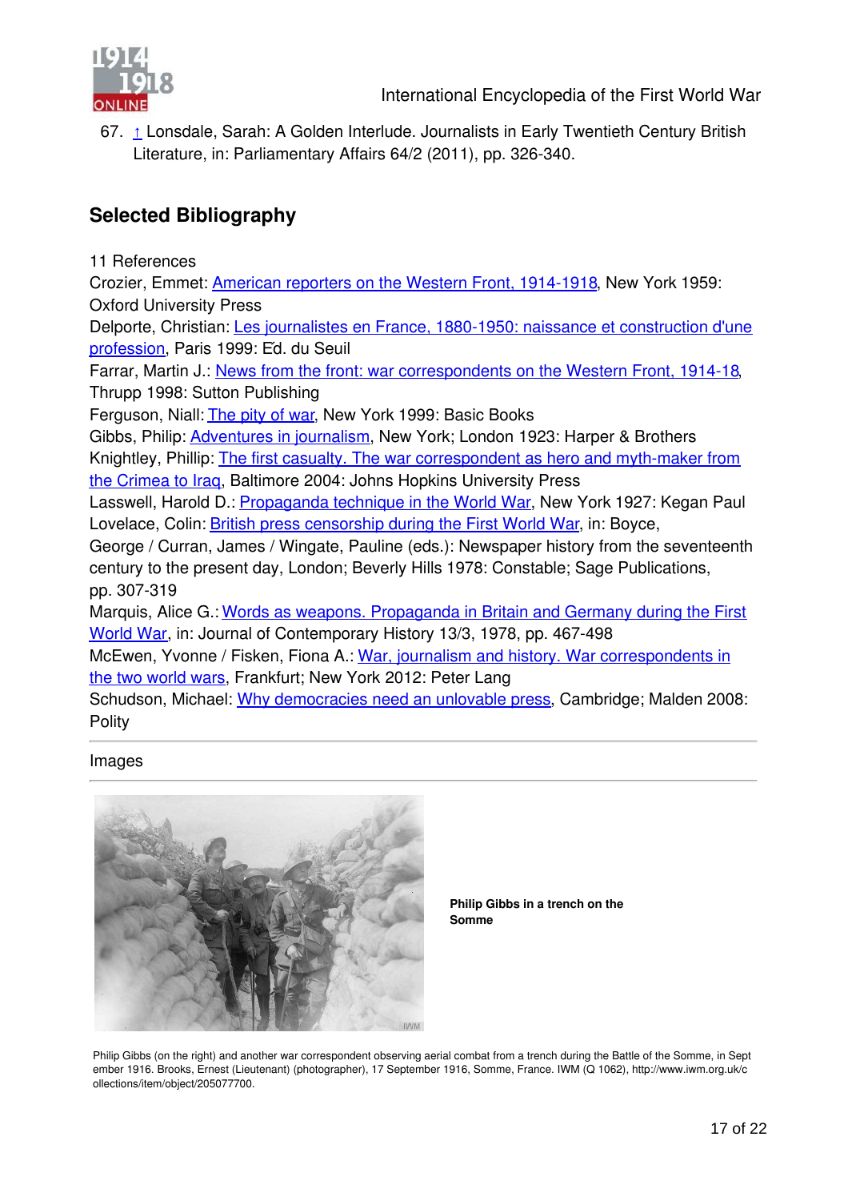67. ↑ Lonsdale, Sarah: A Golden Interlude. Journalists in Early Twentieth Century British Literature, in: Parliamentary Affairs 64/2 (2011), pp. 326-340.

## Selected Bibliography

11 References

Crozier, Emmet: American reporters on the Western Front, 1914-1918, New York 1959: Oxford University Press

Delporte, Christian: Les journalistes en France, 1880-1950: naissance et construction d'une profession, Paris 1999: Éd. du Seuil

Farrar, Martin J.: News from the front: war correspondents on the Western Front, 1914-18, Thrupp 1998: Sutton Publishing

Ferguson, Niall: The pity of war, New York 1999: Basic Books

Gibbs, Philip: Adventures in journalism, New York; London 1923: Harper & Brothers

Knightley, Phillip: The first casualty. The war correspondent as hero and myth-maker from the Crimea to Iraq, Baltimore 2004: Johns Hopkins University Press

Lasswell, Harold D.: Propaganda technique in the World War, New York 1927: Kegan Paul

Lovelace, Colin: British press censorship during the First World War, in: Boyce, George / Curran, James / Wingate, Pauline (eds.): Newspaper history from the seventeenth century to the present day, London; Beverly Hills 1978: Constable; Sage Publications, pp. 307-319

Marquis, Alice G.: Words as weapons. Propaganda in Britain and Germany during the First World War, in: Journal of Contemporary History 13/3, 1978, pp. 467-498

McEwen, Yvonne / Fisken, Fiona A.: War, journalism and history. War correspondents in the two world wars, Frankfurt; New York 2012: Peter Lang

Schudson, Michael: Why democracies need an unlovable press, Cambridge; Malden 2008: Polity

Images

**Philip Gibbs in a trench on the Somme**

Philip Gibbs (on the right) and another war correspondent observing aerial combat from a trench during the Battle of the Somme, in September 1916. Brooks, Ernest (Lieutenant) (photographer), 17 September 1916, Somme, France. IWM (Q 1062), http://www.iwm.org.uk/collections/item/object/205077700.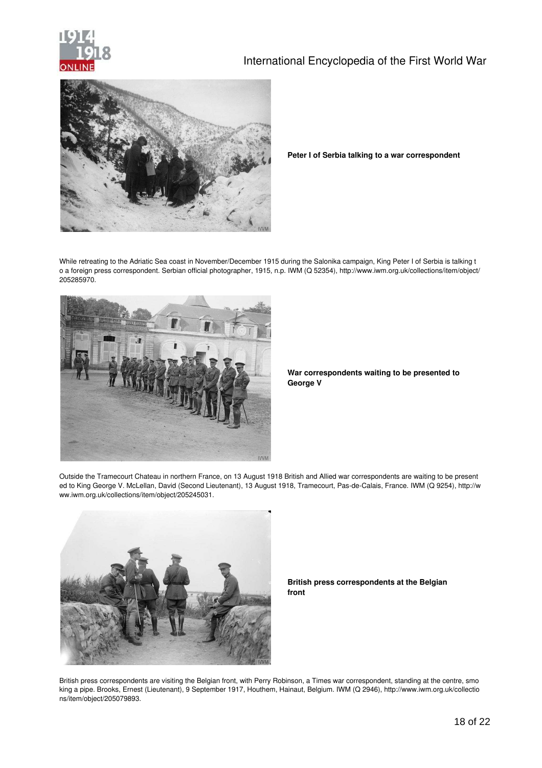**Peter I of Serbia talking to a war correspondent**

While retreating to the Adriatic Sea coast in November/December 1915 during the Salonika campaign, King Peter I of Serbia is talking to a foreign press correspondent. Serbian official photographer, 1915, n.p. IWM (Q 52354), http://www.iwm.org.uk/collections/item/object/205285970.

**War correspondents waiting to be presented to George V**

Outside the Tramecourt Chateau in northern France, on 13 August 1918 British and Allied war correspondents are waiting to be presented to King George V. McLellan, David (Second Lieutenant), 13 August 1918, Tramecourt, Pas-de-Calais, France. IWM (Q 9254), http://www.iwm.org.uk/collections/item/object/205245031.

**British press correspondents at the Belgian front**

British press correspondents are visiting the Belgian front, with Perry Robinson, a Times war correspondent, standing at the centre, smoking a pipe. Brooks, Ernest (Lieutenant), 9 September 1917, Houthem, Hainaut, Belgium. IWM (Q 2946), http://www.iwm.org.uk/collections/item/object/205079893.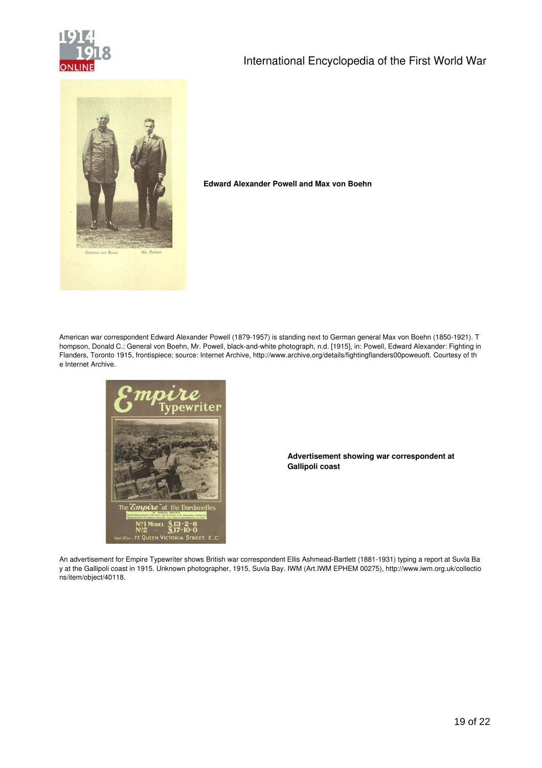**Edward Alexander Powell and Max von Boehn**

American war correspondent Edward Alexander Powell (1879-1957) is standing next to German general Max von Boehn (1850-1921). Thompson, Donald C.: General von Boehn, Mr. Powell, black-and-white photograph, n.d. [1915], in: Powell, Edward Alexander: Fighting in Flanders, Toronto 1915, frontispiece; source: Internet Archive, http://www.archive.org/details/fightingflanders00poweuoft. Courtesy of the Internet Archive.

**Advertisement showing war correspondent at Gallipoli coast**

An advertisement for Empire Typewriter shows British war correspondent Ellis Ashmead-Bartlett (1881-1931) typing a report at Suvla Bay at the Gallipoli coast in 1915. Unknown photographer, 1915, Suvla Bay. IWM (Art.IWM EPHEM 00275), http://www.iwm.org.uk/collections/item/object/40118.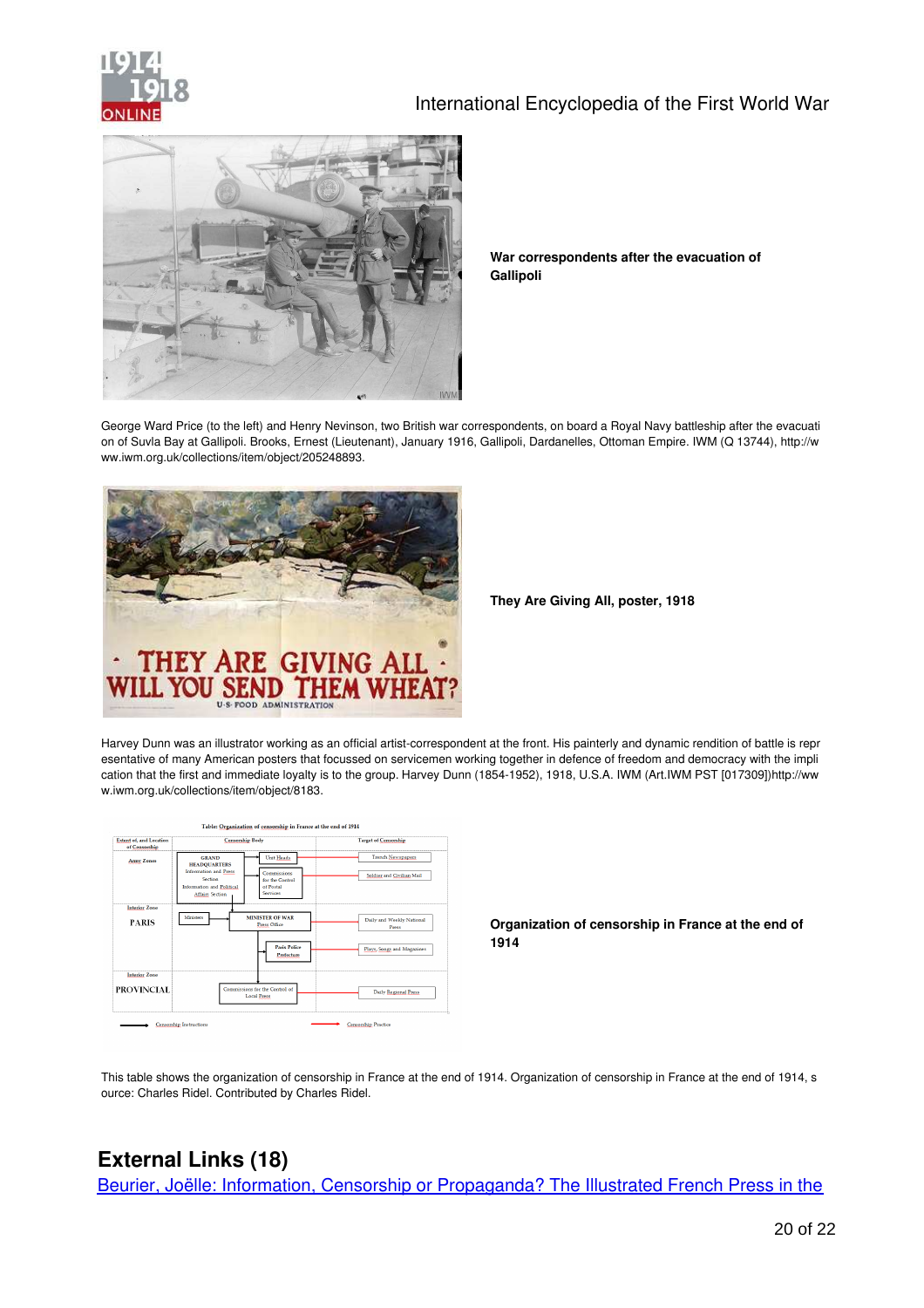**War correspondents after the evacuation of Gallipoli**

George Ward Price (to the left) and Henry Nevinson, two British war correspondents, on board a Royal Navy battleship after the evacuation of Suvla Bay at Gallipoli. Brooks, Ernest (Lieutenant), January 1916, Gallipoli, Dardanelles, Ottoman Empire. IWM (Q 13744), http://www.iwm.org.uk/collections/item/object/205248893.

**They Are Giving All, poster, 1918**

Harvey Dunn was an illustrator working as an official artist-correspondent at the front. His painterly and dynamic rendition of battle is representative of many American posters that focussed on servicemen working together in defence of freedom and democracy with the implication that the first and immediate loyalty is to the group. Harvey Dunn (1854-1952), 1918, U.S.A. IWM (Art.IWM PST [017309])http://www.iwm.org.uk/collections/item/object/8183.

**Organization of censorship in France at the end of 1914**

This table shows the organization of censorship in France at the end of 1914. Organization of censorship in France at the end of 1914, source: Charles Ridel. Contributed by Charles Ridel.

## External Links (18)

Beurier, Joëlle: Information, Censorship or Propaganda? The Illustrated French Press in the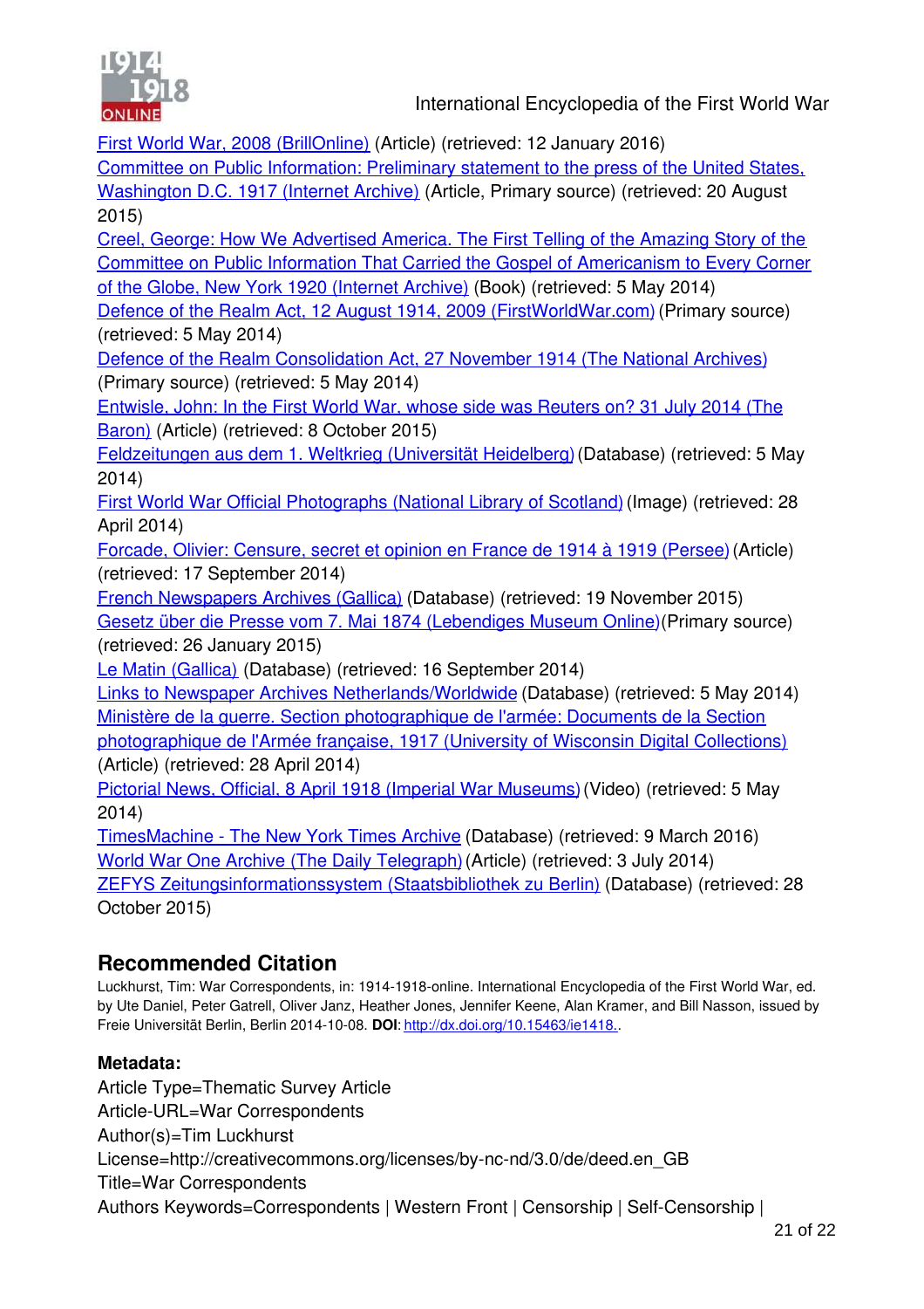First World War, 2008 (BrillOnline) (Article) (retrieved: 12 January 2016)
Committee on Public Information: Preliminary statement to the press of the United States, Washington D.C. 1917 (Internet Archive) (Article, Primary source) (retrieved: 20 August 2015)
Creel, George: How We Advertised America. The First Telling of the Amazing Story of the Committee on Public Information That Carried the Gospel of Americanism to Every Corner of the Globe, New York 1920 (Internet Archive) (Book) (retrieved: 5 May 2014)
Defence of the Realm Act, 12 August 1914, 2009 (FirstWorldWar.com) (Primary source) (retrieved: 5 May 2014)
Defence of the Realm Consolidation Act, 27 November 1914 (The National Archives) (Primary source) (retrieved: 5 May 2014)
Entwisle, John: In the First World War, whose side was Reuters on? 31 July 2014 (The Baron) (Article) (retrieved: 8 October 2015)
Feldzeitungen aus dem 1. Weltkrieg (Universität Heidelberg) (Database) (retrieved: 5 May 2014)
First World War Official Photographs (National Library of Scotland) (Image) (retrieved: 28 April 2014)
Forcade, Olivier: Censure, secret et opinion en France de 1914 à 1919 (Persee) (Article) (retrieved: 17 September 2014)
French Newspapers Archives (Gallica) (Database) (retrieved: 19 November 2015)
Gesetz über die Presse vom 7. Mai 1874 (Lebendiges Museum Online)(Primary source) (retrieved: 26 January 2015)
Le Matin (Gallica) (Database) (retrieved: 16 September 2014)
Links to Newspaper Archives Netherlands/Worldwide (Database) (retrieved: 5 May 2014)
Ministère de la guerre. Section photographique de l'armée: Documents de la Section photographique de l'Armée française, 1917 (University of Wisconsin Digital Collections) (Article) (retrieved: 28 April 2014)
Pictorial News, Official, 8 April 1918 (Imperial War Museums) (Video) (retrieved: 5 May 2014)
TimesMachine - The New York Times Archive (Database) (retrieved: 9 March 2016)
World War One Archive (The Daily Telegraph) (Article) (retrieved: 3 July 2014)
ZEFYS Zeitungsinformationssystem (Staatsbibliothek zu Berlin) (Database) (retrieved: 28 October 2015)

## Recommended Citation

Luckhurst, Tim: War Correspondents, in: 1914-1918-online. International Encyclopedia of the First World War, ed. by Ute Daniel, Peter Gatrell, Oliver Janz, Heather Jones, Jennifer Keene, Alan Kramer, and Bill Nasson, issued by Freie Universität Berlin, Berlin 2014-10-08. **DOI**: http://dx.doi.org/10.15463/ie1418..

**Metadata:**

Article Type=Thematic Survey Article
Article-URL=War Correspondents
Author(s)=Tim Luckhurst
License=http://creativecommons.org/licenses/by-nc-nd/3.0/de/deed.en_GB
Title=War Correspondents
Authors Keywords=Correspondents | Western Front | Censorship | Self-Censorship |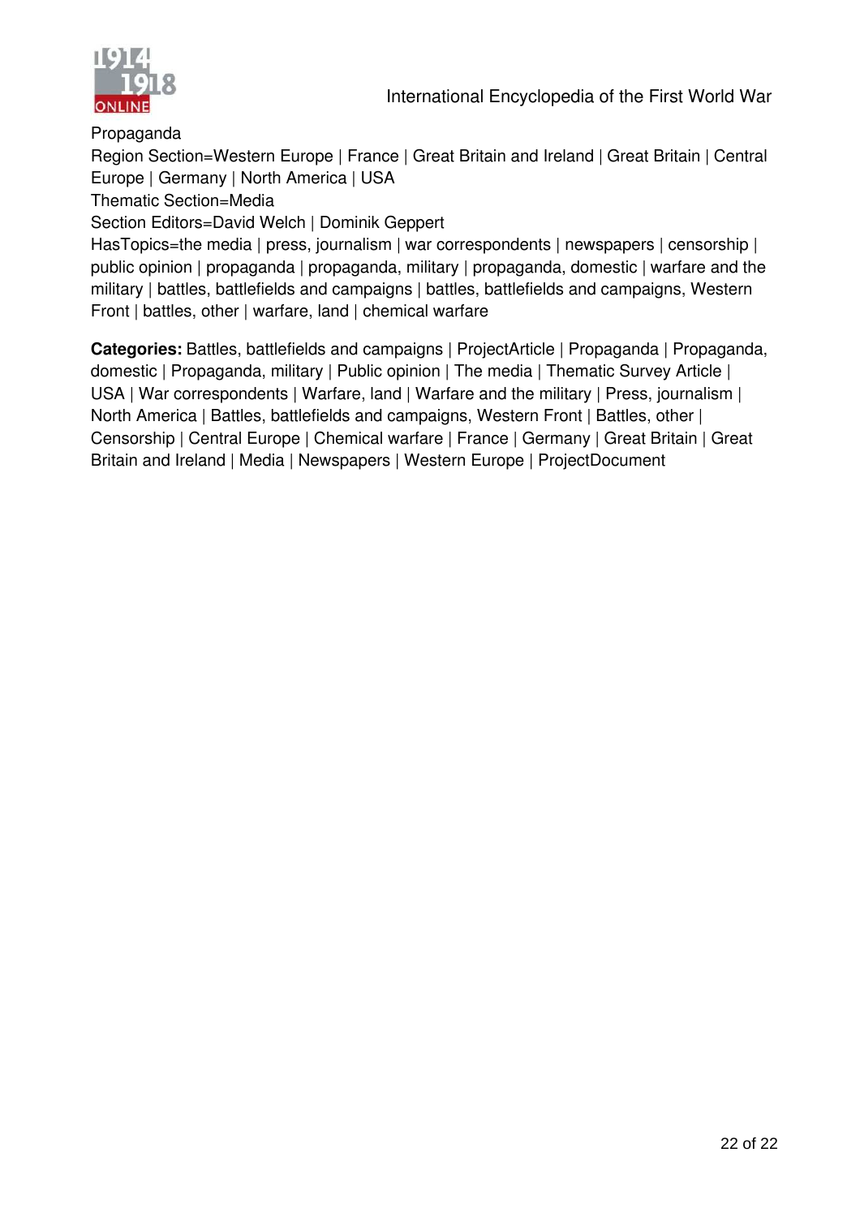Propaganda
Region Section=Western Europe | France | Great Britain and Ireland | Great Britain | Central Europe | Germany | North America | USA
Thematic Section=Media
Section Editors=David Welch | Dominik Geppert
HasTopics=the media | press, journalism | war correspondents | newspapers | censorship | public opinion | propaganda | propaganda, military | propaganda, domestic | warfare and the military | battles, battlefields and campaigns | battles, battlefields and campaigns, Western Front | battles, other | warfare, land | chemical warfare

**Categories:** Battles, battlefields and campaigns | ProjectArticle | Propaganda | Propaganda, domestic | Propaganda, military | Public opinion | The media | Thematic Survey Article | USA | War correspondents | Warfare, land | Warfare and the military | Press, journalism | North America | Battles, battlefields and campaigns, Western Front | Battles, other | Censorship | Central Europe | Chemical warfare | France | Germany | Great Britain | Great Britain and Ireland | Media | Newspapers | Western Europe | ProjectDocument